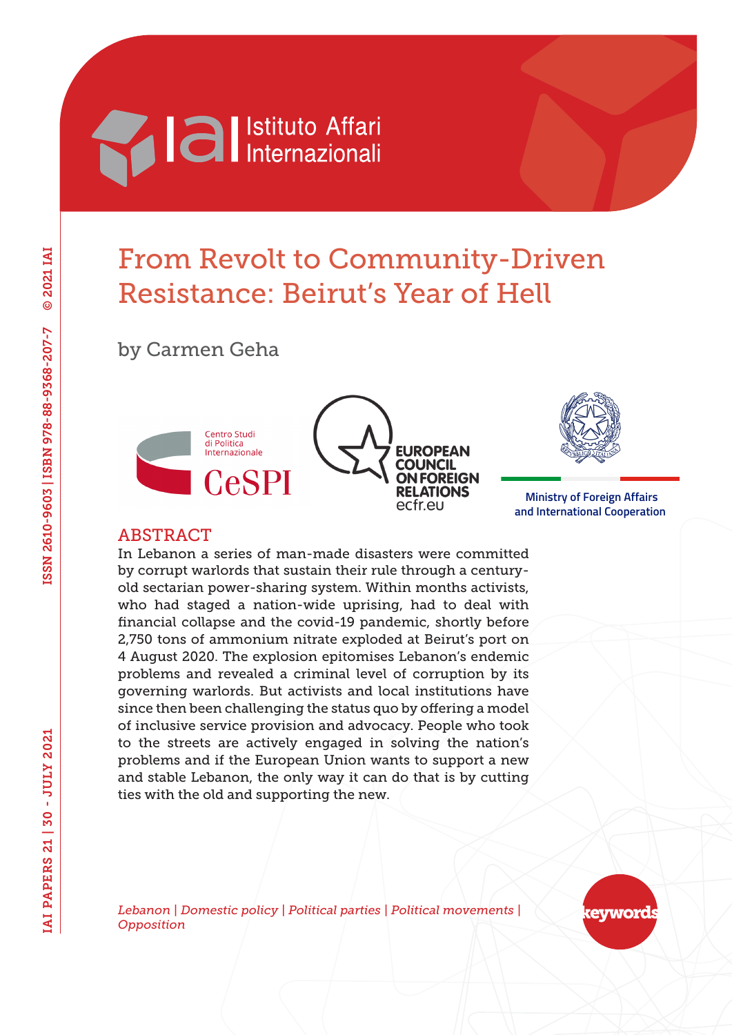# From Revolt to Community-Driven Resistance: Beirut's Year of Hell

by Carmen Geha

## ABSTRACT

In Lebanon a series of man-made disasters were committed by corrupt warlords that sustain their rule through a century-old sectarian power-sharing system. Within months activists, who had staged a nation-wide uprising, had to deal with financial collapse and the covid-19 pandemic, shortly before 2,750 tons of ammonium nitrate exploded at Beirut's port on 4 August 2020. The explosion epitomises Lebanon's endemic problems and revealed a criminal level of corruption by its governing warlords. But activists and local institutions have since then been challenging the status quo by offering a model of inclusive service provision and advocacy. People who took to the streets are actively engaged in solving the nation's problems and if the European Union wants to support a new and stable Lebanon, the only way it can do that is by cutting ties with the old and supporting the new.

*Lebanon | Domestic policy | Political parties | Political movements | Opposition*

keywords

IAI PAPERS 21 | 30 - JULY 2021

ISSN 2610-9603 | ISBN 978-88-9368-207-7 © 2021 IAI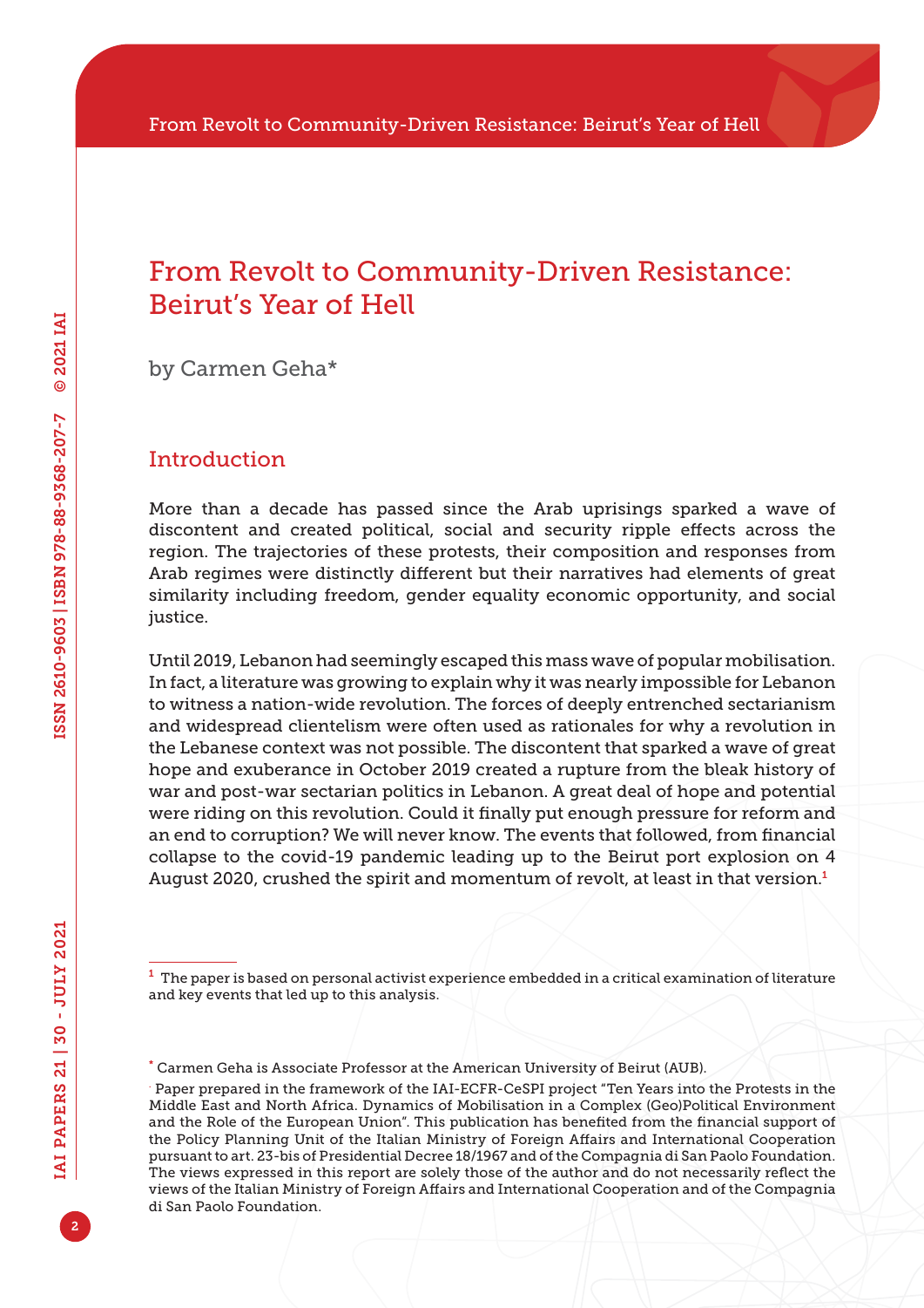# From Revolt to Community-Driven Resistance: Beirut's Year of Hell

by Carmen Geha*

## Introduction

More than a decade has passed since the Arab uprisings sparked a wave of discontent and created political, social and security ripple effects across the region. The trajectories of these protests, their composition and responses from Arab regimes were distinctly different but their narratives had elements of great similarity including freedom, gender equality economic opportunity, and social justice.

Until 2019, Lebanon had seemingly escaped this mass wave of popular mobilisation. In fact, a literature was growing to explain why it was nearly impossible for Lebanon to witness a nation-wide revolution. The forces of deeply entrenched sectarianism and widespread clientelism were often used as rationales for why a revolution in the Lebanese context was not possible. The discontent that sparked a wave of great hope and exuberance in October 2019 created a rupture from the bleak history of war and post-war sectarian politics in Lebanon. A great deal of hope and potential were riding on this revolution. Could it finally put enough pressure for reform and an end to corruption? We will never know. The events that followed, from financial collapse to the covid-19 pandemic leading up to the Beirut port explosion on 4 August 2020, crushed the spirit and momentum of revolt, at least in that version.[1]

---

[1] The paper is based on personal activist experience embedded in a critical examination of literature and key events that led up to this analysis.

\* Carmen Geha is Associate Professor at the American University of Beirut (AUB).

. Paper prepared in the framework of the IAI-ECFR-CeSPI project "Ten Years into the Protests in the Middle East and North Africa. Dynamics of Mobilisation in a Complex (Geo)Political Environment and the Role of the European Union". This publication has benefited from the financial support of the Policy Planning Unit of the Italian Ministry of Foreign Affairs and International Cooperation pursuant to art. 23-bis of Presidential Decree 18/1967 and of the Compagnia di San Paolo Foundation. The views expressed in this report are solely those of the author and do not necessarily reflect the views of the Italian Ministry of Foreign Affairs and International Cooperation and of the Compagnia di San Paolo Foundation.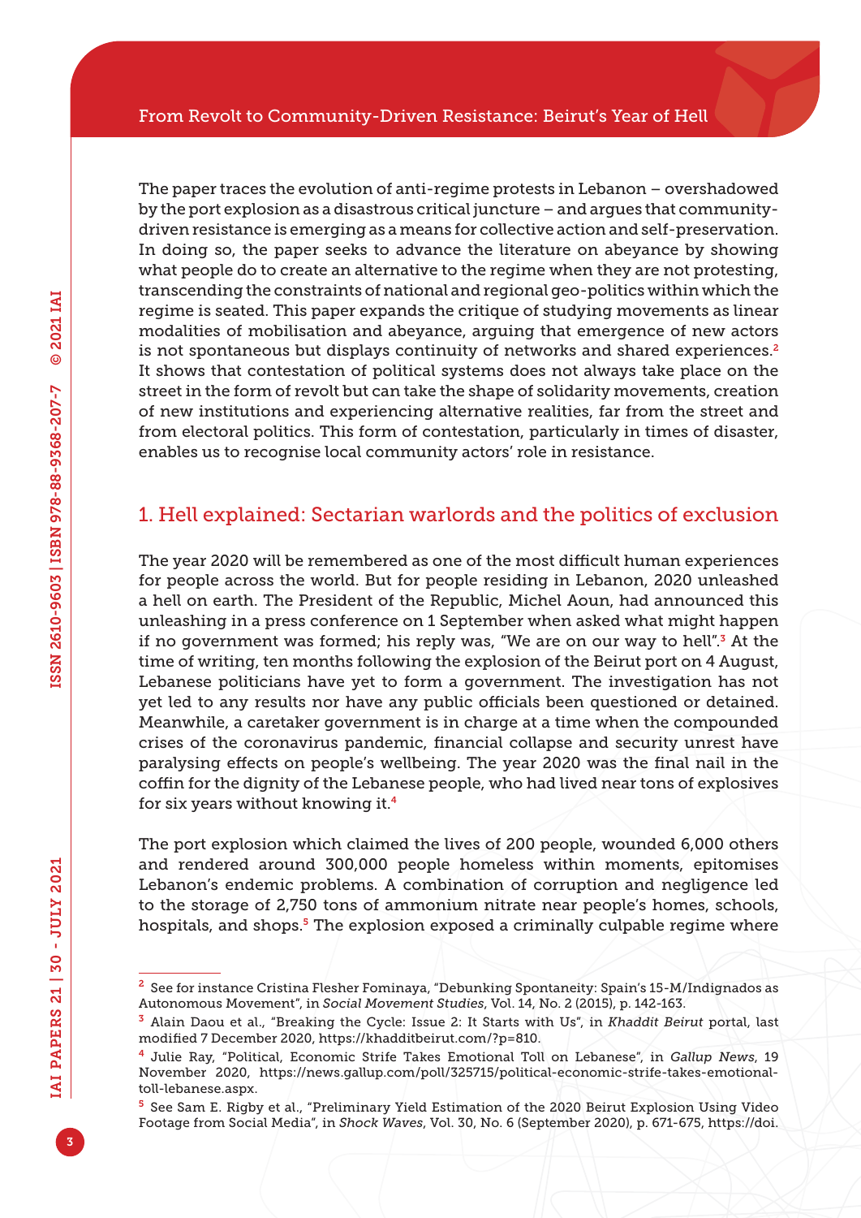The paper traces the evolution of anti-regime protests in Lebanon – overshadowed by the port explosion as a disastrous critical juncture – and argues that community-driven resistance is emerging as a means for collective action and self-preservation. In doing so, the paper seeks to advance the literature on abeyance by showing what people do to create an alternative to the regime when they are not protesting, transcending the constraints of national and regional geo-politics within which the regime is seated. This paper expands the critique of studying movements as linear modalities of mobilisation and abeyance, arguing that emergence of new actors is not spontaneous but displays continuity of networks and shared experiences.[2] It shows that contestation of political systems does not always take place on the street in the form of revolt but can take the shape of solidarity movements, creation of new institutions and experiencing alternative realities, far from the street and from electoral politics. This form of contestation, particularly in times of disaster, enables us to recognise local community actors' role in resistance.

## 1. Hell explained: Sectarian warlords and the politics of exclusion

The year 2020 will be remembered as one of the most difficult human experiences for people across the world. But for people residing in Lebanon, 2020 unleashed a hell on earth. The President of the Republic, Michel Aoun, had announced this unleashing in a press conference on 1 September when asked what might happen if no government was formed; his reply was, "We are on our way to hell".[3] At the time of writing, ten months following the explosion of the Beirut port on 4 August, Lebanese politicians have yet to form a government. The investigation has not yet led to any results nor have any public officials been questioned or detained. Meanwhile, a caretaker government is in charge at a time when the compounded crises of the coronavirus pandemic, financial collapse and security unrest have paralysing effects on people's wellbeing. The year 2020 was the final nail in the coffin for the dignity of the Lebanese people, who had lived near tons of explosives for six years without knowing it.[4]

The port explosion which claimed the lives of 200 people, wounded 6,000 others and rendered around 300,000 people homeless within moments, epitomises Lebanon's endemic problems. A combination of corruption and negligence led to the storage of 2,750 tons of ammonium nitrate near people's homes, schools, hospitals, and shops.[5] The explosion exposed a criminally culpable regime where

---

[2] See for instance Cristina Flesher Fominaya, "Debunking Spontaneity: Spain's 15-M/Indignados as Autonomous Movement", in *Social Movement Studies*, Vol. 14, No. 2 (2015), p. 142-163.

[3] Alain Daou et al., "Breaking the Cycle: Issue 2: It Starts with Us", in *Khaddit Beirut* portal, last modified 7 December 2020, https://khadditbeirut.com/?p=810.

[4] Julie Ray, "Political, Economic Strife Takes Emotional Toll on Lebanese", in *Gallup News*, 19 November 2020, https://news.gallup.com/poll/325715/political-economic-strife-takes-emotional-toll-lebanese.aspx.

[5] See Sam E. Rigby et al., "Preliminary Yield Estimation of the 2020 Beirut Explosion Using Video Footage from Social Media", in *Shock Waves*, Vol. 30, No. 6 (September 2020), p. 671-675, https://doi.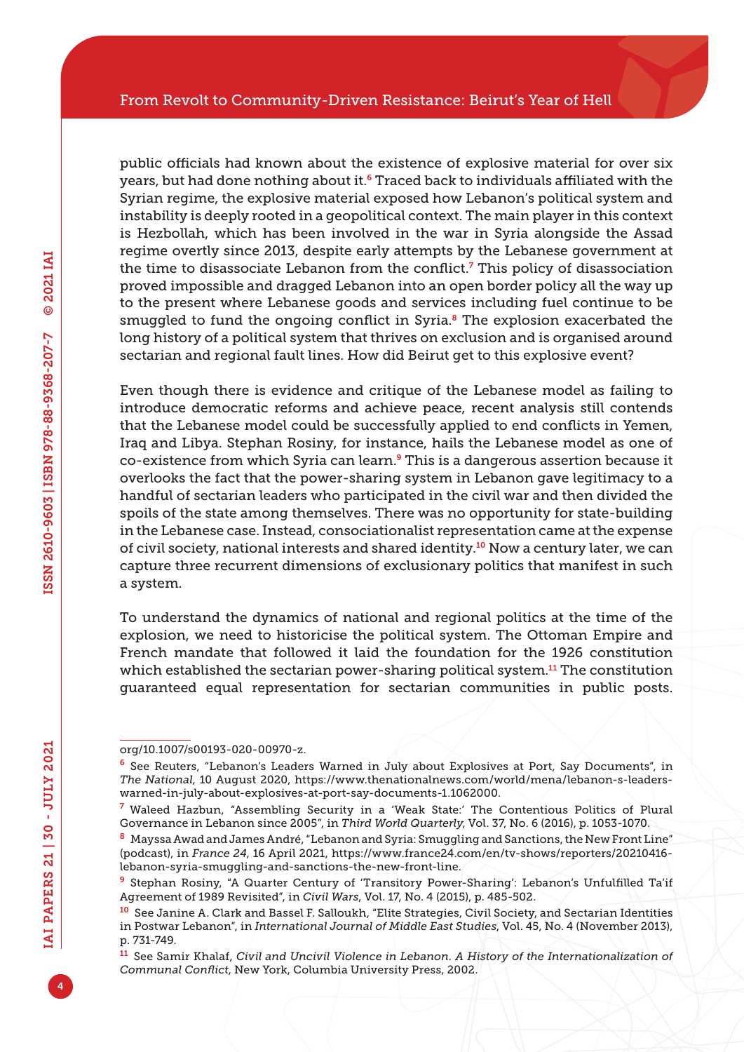public officials had known about the existence of explosive material for over six years, but had done nothing about it.[6] Traced back to individuals affiliated with the Syrian regime, the explosive material exposed how Lebanon's political system and instability is deeply rooted in a geopolitical context. The main player in this context is Hezbollah, which has been involved in the war in Syria alongside the Assad regime overtly since 2013, despite early attempts by the Lebanese government at the time to disassociate Lebanon from the conflict.[7] This policy of disassociation proved impossible and dragged Lebanon into an open border policy all the way up to the present where Lebanese goods and services including fuel continue to be smuggled to fund the ongoing conflict in Syria.[8] The explosion exacerbated the long history of a political system that thrives on exclusion and is organised around sectarian and regional fault lines. How did Beirut get to this explosive event?

Even though there is evidence and critique of the Lebanese model as failing to introduce democratic reforms and achieve peace, recent analysis still contends that the Lebanese model could be successfully applied to end conflicts in Yemen, Iraq and Libya. Stephan Rosiny, for instance, hails the Lebanese model as one of co-existence from which Syria can learn.[9] This is a dangerous assertion because it overlooks the fact that the power-sharing system in Lebanon gave legitimacy to a handful of sectarian leaders who participated in the civil war and then divided the spoils of the state among themselves. There was no opportunity for state-building in the Lebanese case. Instead, consociationalist representation came at the expense of civil society, national interests and shared identity.[10] Now a century later, we can capture three recurrent dimensions of exclusionary politics that manifest in such a system.

To understand the dynamics of national and regional politics at the time of the explosion, we need to historicise the political system. The Ottoman Empire and French mandate that followed it laid the foundation for the 1926 constitution which established the sectarian power-sharing political system.[11] The constitution guaranteed equal representation for sectarian communities in public posts.

---

org/10.1007/s00193-020-00970-z.

[6] See Reuters, "Lebanon's Leaders Warned in July about Explosives at Port, Say Documents", in *The National*, 10 August 2020, https://www.thenationalnews.com/world/mena/lebanon-s-leaders-warned-in-july-about-explosives-at-port-say-documents-1.1062000.

[7] Waleed Hazbun, "Assembling Security in a 'Weak State:' The Contentious Politics of Plural Governance in Lebanon since 2005", in *Third World Quarterly*, Vol. 37, No. 6 (2016), p. 1053-1070.

[8] Mayssa Awad and James André, "Lebanon and Syria: Smuggling and Sanctions, the New Front Line" (podcast), in *France 24*, 16 April 2021, https://www.france24.com/en/tv-shows/reporters/20210416-lebanon-syria-smuggling-and-sanctions-the-new-front-line.

[9] Stephan Rosiny, "A Quarter Century of 'Transitory Power-Sharing': Lebanon's Unfulfilled Ta'if Agreement of 1989 Revisited", in *Civil Wars*, Vol. 17, No. 4 (2015), p. 485-502.

[10] See Janine A. Clark and Bassel F. Salloukh, "Elite Strategies, Civil Society, and Sectarian Identities in Postwar Lebanon", in *International Journal of Middle East Studies*, Vol. 45, No. 4 (November 2013), p. 731-749.

[11] See Samir Khalaf, *Civil and Uncivil Violence in Lebanon. A History of the Internationalization of Communal Conflict*, New York, Columbia University Press, 2002.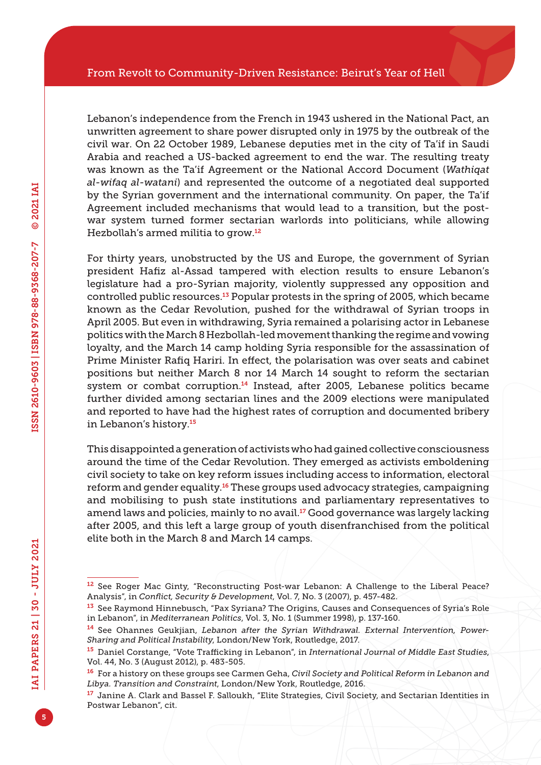Lebanon's independence from the French in 1943 ushered in the National Pact, an unwritten agreement to share power disrupted only in 1975 by the outbreak of the civil war. On 22 October 1989, Lebanese deputies met in the city of Ta'if in Saudi Arabia and reached a US-backed agreement to end the war. The resulting treaty was known as the Ta'if Agreement or the National Accord Document (*Wathiqat al-wifaq al-watani*) and represented the outcome of a negotiated deal supported by the Syrian government and the international community. On paper, the Ta'if Agreement included mechanisms that would lead to a transition, but the post-war system turned former sectarian warlords into politicians, while allowing Hezbollah's armed militia to grow.[12]

For thirty years, unobstructed by the US and Europe, the government of Syrian president Hafiz al-Assad tampered with election results to ensure Lebanon's legislature had a pro-Syrian majority, violently suppressed any opposition and controlled public resources.[13] Popular protests in the spring of 2005, which became known as the Cedar Revolution, pushed for the withdrawal of Syrian troops in April 2005. But even in withdrawing, Syria remained a polarising actor in Lebanese politics with the March 8 Hezbollah-led movement thanking the regime and vowing loyalty, and the March 14 camp holding Syria responsible for the assassination of Prime Minister Rafiq Hariri. In effect, the polarisation was over seats and cabinet positions but neither March 8 nor 14 March 14 sought to reform the sectarian system or combat corruption.[14] Instead, after 2005, Lebanese politics became further divided among sectarian lines and the 2009 elections were manipulated and reported to have had the highest rates of corruption and documented bribery in Lebanon's history.[15]

This disappointed a generation of activists who had gained collective consciousness around the time of the Cedar Revolution. They emerged as activists emboldening civil society to take on key reform issues including access to information, electoral reform and gender equality.[16] These groups used advocacy strategies, campaigning and mobilising to push state institutions and parliamentary representatives to amend laws and policies, mainly to no avail.[17] Good governance was largely lacking after 2005, and this left a large group of youth disenfranchised from the political elite both in the March 8 and March 14 camps.

---

[12] See Roger Mac Ginty, "Reconstructing Post-war Lebanon: A Challenge to the Liberal Peace? Analysis", in *Conflict, Security & Development*, Vol. 7, No. 3 (2007), p. 457-482.

[13] See Raymond Hinnebusch, "Pax Syriana? The Origins, Causes and Consequences of Syria's Role in Lebanon", in *Mediterranean Politics*, Vol. 3, No. 1 (Summer 1998), p. 137-160.

[14] See Ohannes Geukjian, *Lebanon after the Syrian Withdrawal. External Intervention, Power-Sharing and Political Instability*, London/New York, Routledge, 2017.

[15] Daniel Corstange, "Vote Trafficking in Lebanon", in *International Journal of Middle East Studies*, Vol. 44, No. 3 (August 2012), p. 483-505.

[16] For a history on these groups see Carmen Geha, *Civil Society and Political Reform in Lebanon and Libya. Transition and Constraint*, London/New York, Routledge, 2016.

[17] Janine A. Clark and Bassel F. Salloukh, "Elite Strategies, Civil Society, and Sectarian Identities in Postwar Lebanon", cit.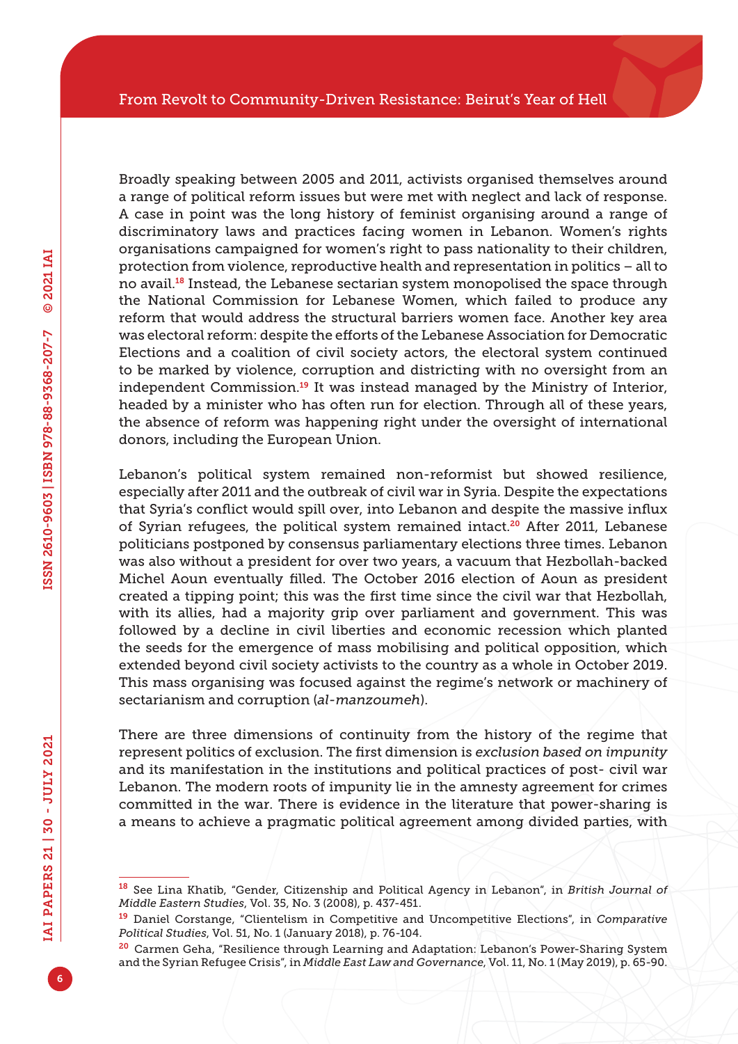Broadly speaking between 2005 and 2011, activists organised themselves around a range of political reform issues but were met with neglect and lack of response. A case in point was the long history of feminist organising around a range of discriminatory laws and practices facing women in Lebanon. Women's rights organisations campaigned for women's right to pass nationality to their children, protection from violence, reproductive health and representation in politics – all to no avail.[18] Instead, the Lebanese sectarian system monopolised the space through the National Commission for Lebanese Women, which failed to produce any reform that would address the structural barriers women face. Another key area was electoral reform: despite the efforts of the Lebanese Association for Democratic Elections and a coalition of civil society actors, the electoral system continued to be marked by violence, corruption and districting with no oversight from an independent Commission.[19] It was instead managed by the Ministry of Interior, headed by a minister who has often run for election. Through all of these years, the absence of reform was happening right under the oversight of international donors, including the European Union.

Lebanon's political system remained non-reformist but showed resilience, especially after 2011 and the outbreak of civil war in Syria. Despite the expectations that Syria's conflict would spill over, into Lebanon and despite the massive influx of Syrian refugees, the political system remained intact.[20] After 2011, Lebanese politicians postponed by consensus parliamentary elections three times. Lebanon was also without a president for over two years, a vacuum that Hezbollah-backed Michel Aoun eventually filled. The October 2016 election of Aoun as president created a tipping point; this was the first time since the civil war that Hezbollah, with its allies, had a majority grip over parliament and government. This was followed by a decline in civil liberties and economic recession which planted the seeds for the emergence of mass mobilising and political opposition, which extended beyond civil society activists to the country as a whole in October 2019. This mass organising was focused against the regime's network or machinery of sectarianism and corruption (*al-manzoumeh*).

There are three dimensions of continuity from the history of the regime that represent politics of exclusion. The first dimension is *exclusion based on impunity* and its manifestation in the institutions and political practices of post- civil war Lebanon. The modern roots of impunity lie in the amnesty agreement for crimes committed in the war. There is evidence in the literature that power-sharing is a means to achieve a pragmatic political agreement among divided parties, with

---

[18] See Lina Khatib, "Gender, Citizenship and Political Agency in Lebanon", in *British Journal of Middle Eastern Studies*, Vol. 35, No. 3 (2008), p. 437-451.

[19] Daniel Corstange, "Clientelism in Competitive and Uncompetitive Elections", in *Comparative Political Studies*, Vol. 51, No. 1 (January 2018), p. 76-104.

[20] Carmen Geha, "Resilience through Learning and Adaptation: Lebanon's Power-Sharing System and the Syrian Refugee Crisis", in *Middle East Law and Governance*, Vol. 11, No. 1 (May 2019), p. 65-90.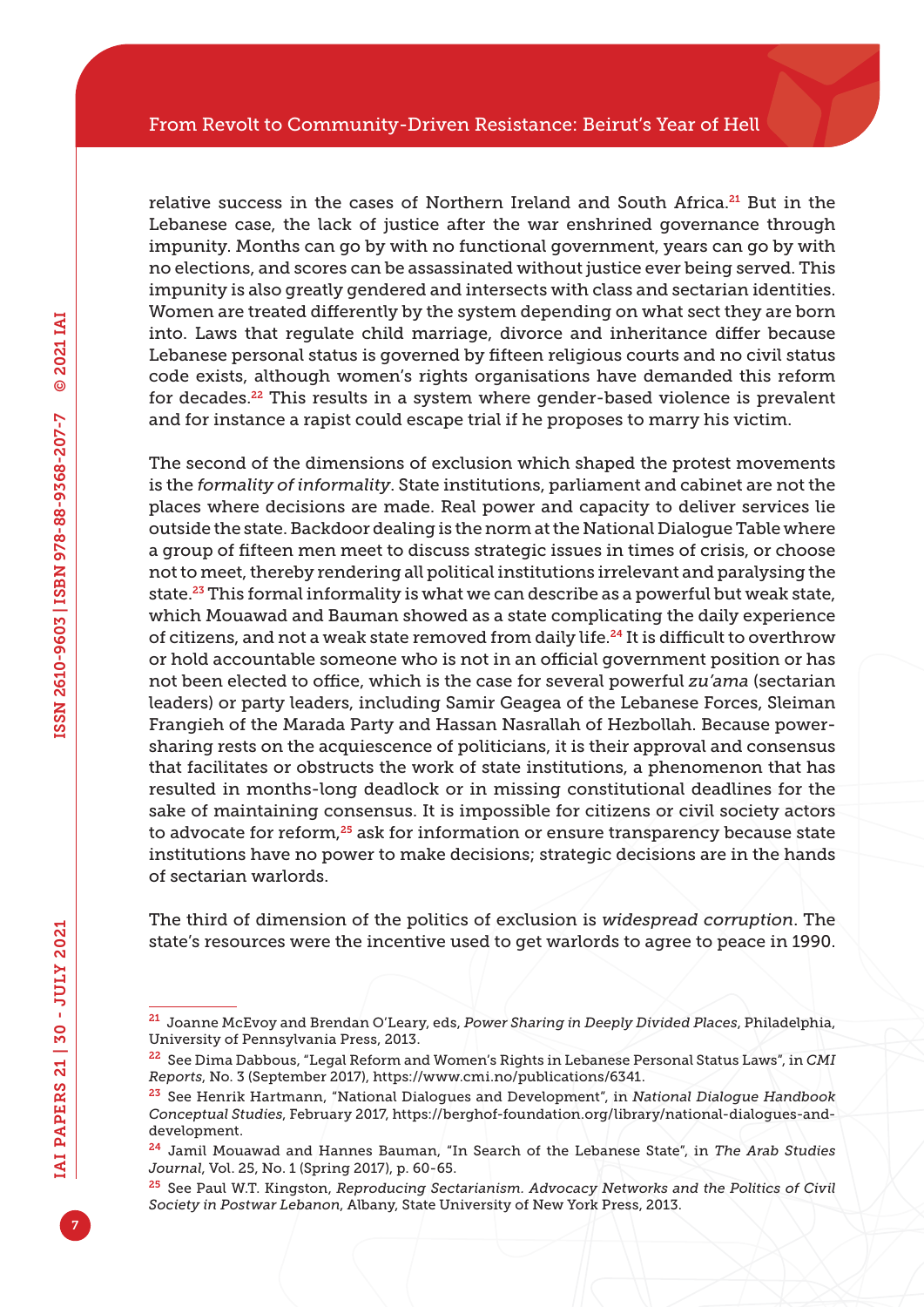relative success in the cases of Northern Ireland and South Africa.[21] But in the Lebanese case, the lack of justice after the war enshrined governance through impunity. Months can go by with no functional government, years can go by with no elections, and scores can be assassinated without justice ever being served. This impunity is also greatly gendered and intersects with class and sectarian identities. Women are treated differently by the system depending on what sect they are born into. Laws that regulate child marriage, divorce and inheritance differ because Lebanese personal status is governed by fifteen religious courts and no civil status code exists, although women's rights organisations have demanded this reform for decades.[22] This results in a system where gender-based violence is prevalent and for instance a rapist could escape trial if he proposes to marry his victim.

The second of the dimensions of exclusion which shaped the protest movements is the *formality of informality*. State institutions, parliament and cabinet are not the places where decisions are made. Real power and capacity to deliver services lie outside the state. Backdoor dealing is the norm at the National Dialogue Table where a group of fifteen men meet to discuss strategic issues in times of crisis, or choose not to meet, thereby rendering all political institutions irrelevant and paralysing the state.[23] This formal informality is what we can describe as a powerful but weak state, which Mouawad and Bauman showed as a state complicating the daily experience of citizens, and not a weak state removed from daily life.[24] It is difficult to overthrow or hold accountable someone who is not in an official government position or has not been elected to office, which is the case for several powerful *zu'ama* (sectarian leaders) or party leaders, including Samir Geagea of the Lebanese Forces, Sleiman Frangieh of the Marada Party and Hassan Nasrallah of Hezbollah. Because power-sharing rests on the acquiescence of politicians, it is their approval and consensus that facilitates or obstructs the work of state institutions, a phenomenon that has resulted in months-long deadlock or in missing constitutional deadlines for the sake of maintaining consensus. It is impossible for citizens or civil society actors to advocate for reform,[25] ask for information or ensure transparency because state institutions have no power to make decisions; strategic decisions are in the hands of sectarian warlords.

The third of dimension of the politics of exclusion is *widespread corruption*. The state's resources were the incentive used to get warlords to agree to peace in 1990.

---

[21] Joanne McEvoy and Brendan O'Leary, eds, *Power Sharing in Deeply Divided Places*, Philadelphia, University of Pennsylvania Press, 2013.

[22] See Dima Dabbous, "Legal Reform and Women's Rights in Lebanese Personal Status Laws", in *CMI Reports*, No. 3 (September 2017), https://www.cmi.no/publications/6341.

[23] See Henrik Hartmann, "National Dialogues and Development", in *National Dialogue Handbook Conceptual Studies*, February 2017, https://berghof-foundation.org/library/national-dialogues-and-development.

[24] Jamil Mouawad and Hannes Bauman, "In Search of the Lebanese State", in *The Arab Studies Journal*, Vol. 25, No. 1 (Spring 2017), p. 60-65.

[25] See Paul W.T. Kingston, *Reproducing Sectarianism. Advocacy Networks and the Politics of Civil Society in Postwar Lebanon*, Albany, State University of New York Press, 2013.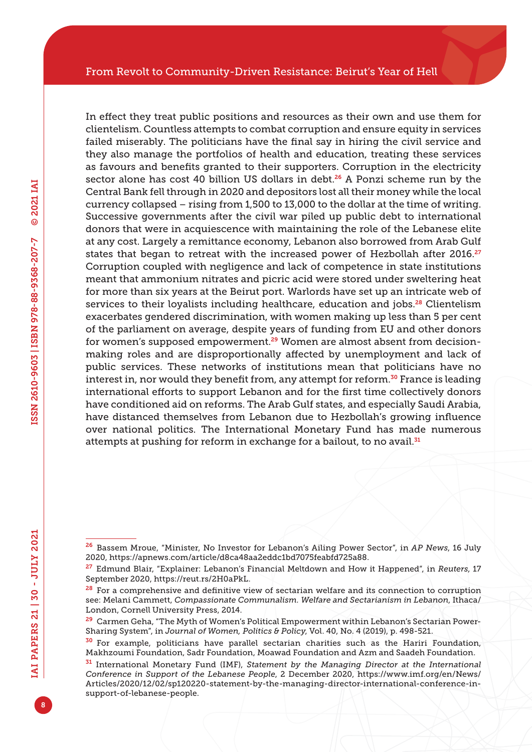In effect they treat public positions and resources as their own and use them for clientelism. Countless attempts to combat corruption and ensure equity in services failed miserably. The politicians have the final say in hiring the civil service and they also manage the portfolios of health and education, treating these services as favours and benefits granted to their supporters. Corruption in the electricity sector alone has cost 40 billion US dollars in debt.[26] A Ponzi scheme run by the Central Bank fell through in 2020 and depositors lost all their money while the local currency collapsed – rising from 1,500 to 13,000 to the dollar at the time of writing. Successive governments after the civil war piled up public debt to international donors that were in acquiescence with maintaining the role of the Lebanese elite at any cost. Largely a remittance economy, Lebanon also borrowed from Arab Gulf states that began to retreat with the increased power of Hezbollah after 2016.[27] Corruption coupled with negligence and lack of competence in state institutions meant that ammonium nitrates and picric acid were stored under sweltering heat for more than six years at the Beirut port. Warlords have set up an intricate web of services to their loyalists including healthcare, education and jobs.[28] Clientelism exacerbates gendered discrimination, with women making up less than 5 per cent of the parliament on average, despite years of funding from EU and other donors for women's supposed empowerment.[29] Women are almost absent from decision-making roles and are disproportionally affected by unemployment and lack of public services. These networks of institutions mean that politicians have no interest in, nor would they benefit from, any attempt for reform.[30] France is leading international efforts to support Lebanon and for the first time collectively donors have conditioned aid on reforms. The Arab Gulf states, and especially Saudi Arabia, have distanced themselves from Lebanon due to Hezbollah's growing influence over national politics. The International Monetary Fund has made numerous attempts at pushing for reform in exchange for a bailout, to no avail.[31]

---

[26] Bassem Mroue, "Minister, No Investor for Lebanon's Ailing Power Sector", in *AP News*, 16 July 2020, https://apnews.com/article/d8ca48aa2eddc1bd7075feabfd725a88.

[27] Edmund Blair, "Explainer: Lebanon's Financial Meltdown and How it Happened", in *Reuters*, 17 September 2020, https://reut.rs/2H0aPkL.

[28] For a comprehensive and definitive view of sectarian welfare and its connection to corruption see: Melani Cammett, *Compassionate Communalism. Welfare and Sectarianism in Lebanon*, Ithaca/London, Cornell University Press, 2014.

[29] Carmen Geha, "The Myth of Women's Political Empowerment within Lebanon's Sectarian Power-Sharing System", in *Journal of Women, Politics & Policy*, Vol. 40, No. 4 (2019), p. 498-521.

[30] For example, politicians have parallel sectarian charities such as the Hariri Foundation, Makhzoumi Foundation, Sadr Foundation, Moawad Foundation and Azm and Saadeh Foundation.

[31] International Monetary Fund (IMF), *Statement by the Managing Director at the International Conference in Support of the Lebanese People*, 2 December 2020, https://www.imf.org/en/News/Articles/2020/12/02/sp120220-statement-by-the-managing-director-international-conference-in-support-of-lebanese-people.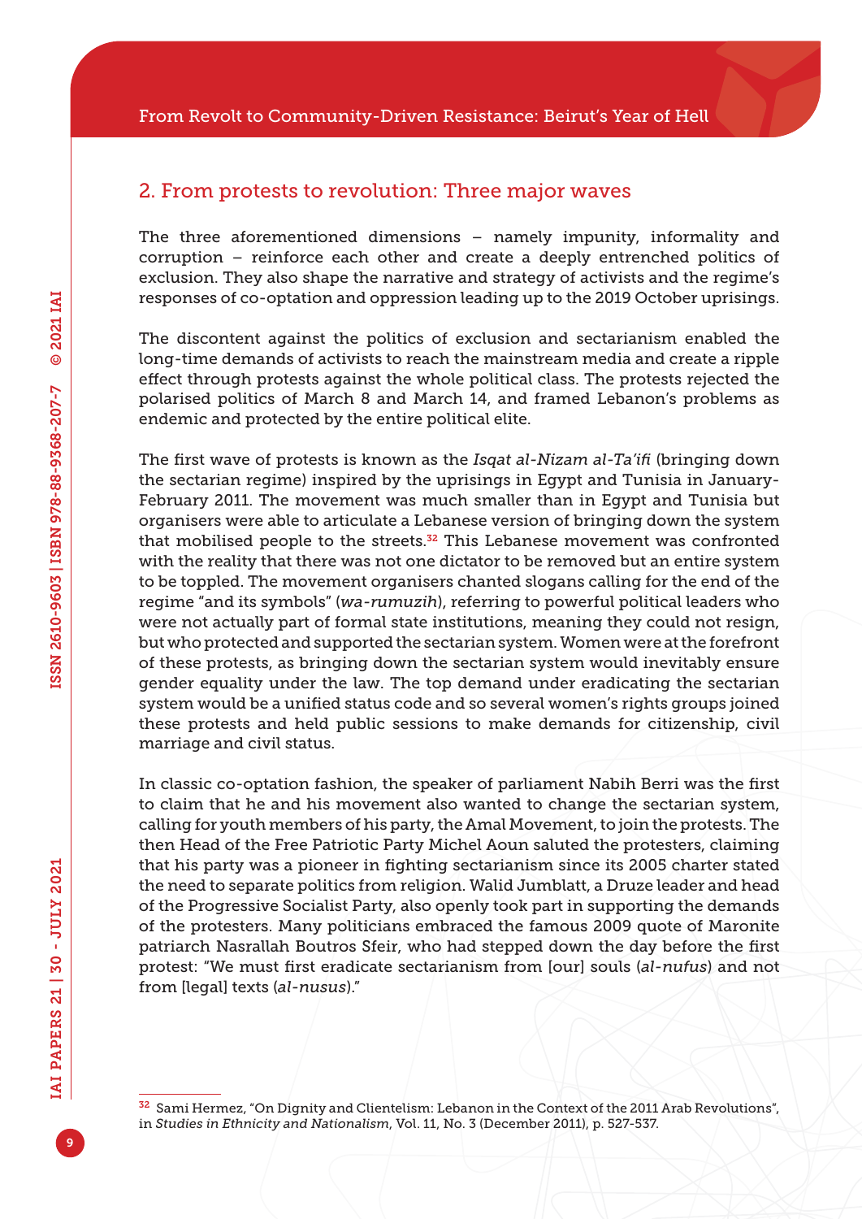## 2. From protests to revolution: Three major waves

The three aforementioned dimensions – namely impunity, informality and corruption – reinforce each other and create a deeply entrenched politics of exclusion. They also shape the narrative and strategy of activists and the regime's responses of co-optation and oppression leading up to the 2019 October uprisings.

The discontent against the politics of exclusion and sectarianism enabled the long-time demands of activists to reach the mainstream media and create a ripple effect through protests against the whole political class. The protests rejected the polarised politics of March 8 and March 14, and framed Lebanon's problems as endemic and protected by the entire political elite.

The first wave of protests is known as the *Isqat al-Nizam al-Ta'ifi* (bringing down the sectarian regime) inspired by the uprisings in Egypt and Tunisia in January-February 2011. The movement was much smaller than in Egypt and Tunisia but organisers were able to articulate a Lebanese version of bringing down the system that mobilised people to the streets.[32] This Lebanese movement was confronted with the reality that there was not one dictator to be removed but an entire system to be toppled. The movement organisers chanted slogans calling for the end of the regime "and its symbols" (*wa-rumuzih*), referring to powerful political leaders who were not actually part of formal state institutions, meaning they could not resign, but who protected and supported the sectarian system. Women were at the forefront of these protests, as bringing down the sectarian system would inevitably ensure gender equality under the law. The top demand under eradicating the sectarian system would be a unified status code and so several women's rights groups joined these protests and held public sessions to make demands for citizenship, civil marriage and civil status.

In classic co-optation fashion, the speaker of parliament Nabih Berri was the first to claim that he and his movement also wanted to change the sectarian system, calling for youth members of his party, the Amal Movement, to join the protests. The then Head of the Free Patriotic Party Michel Aoun saluted the protesters, claiming that his party was a pioneer in fighting sectarianism since its 2005 charter stated the need to separate politics from religion. Walid Jumblatt, a Druze leader and head of the Progressive Socialist Party, also openly took part in supporting the demands of the protesters. Many politicians embraced the famous 2009 quote of Maronite patriarch Nasrallah Boutros Sfeir, who had stepped down the day before the first protest: "We must first eradicate sectarianism from [our] souls (*al-nufus*) and not from [legal] texts (*al-nusus*)."

---

[32] Sami Hermez, "On Dignity and Clientelism: Lebanon in the Context of the 2011 Arab Revolutions", in *Studies in Ethnicity and Nationalism*, Vol. 11, No. 3 (December 2011), p. 527-537.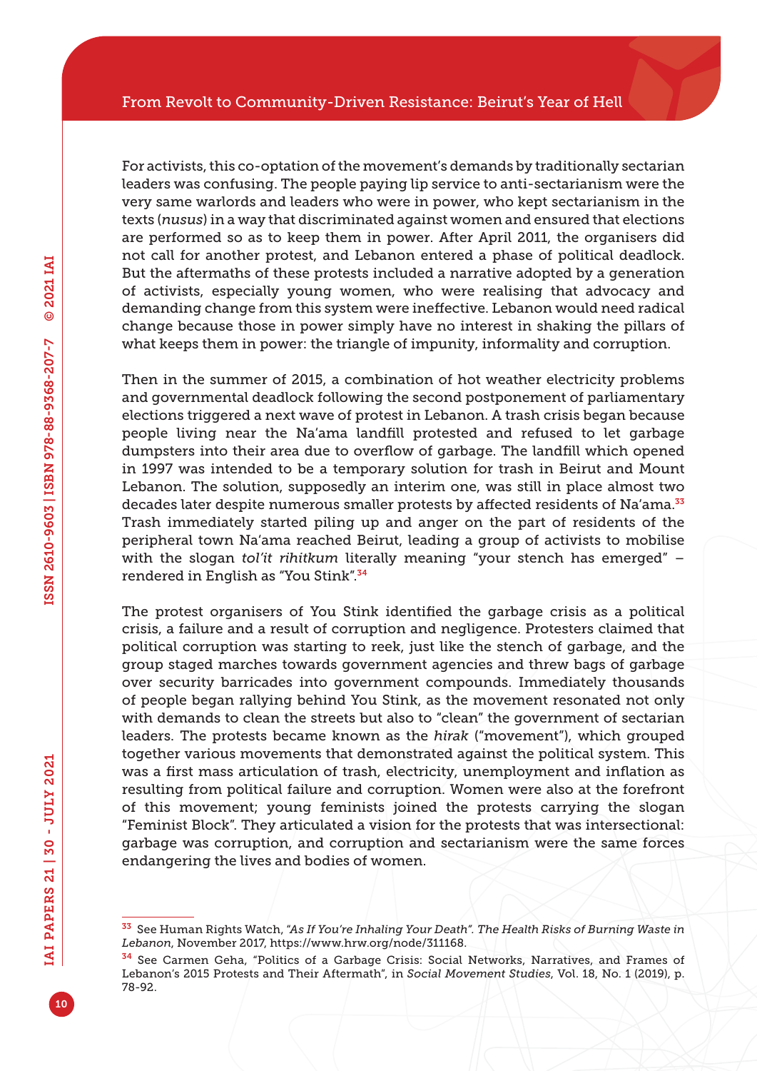For activists, this co-optation of the movement's demands by traditionally sectarian leaders was confusing. The people paying lip service to anti-sectarianism were the very same warlords and leaders who were in power, who kept sectarianism in the texts (*nusus*) in a way that discriminated against women and ensured that elections are performed so as to keep them in power. After April 2011, the organisers did not call for another protest, and Lebanon entered a phase of political deadlock. But the aftermaths of these protests included a narrative adopted by a generation of activists, especially young women, who were realising that advocacy and demanding change from this system were ineffective. Lebanon would need radical change because those in power simply have no interest in shaking the pillars of what keeps them in power: the triangle of impunity, informality and corruption.

Then in the summer of 2015, a combination of hot weather electricity problems and governmental deadlock following the second postponement of parliamentary elections triggered a next wave of protest in Lebanon. A trash crisis began because people living near the Na'ama landfill protested and refused to let garbage dumpsters into their area due to overflow of garbage. The landfill which opened in 1997 was intended to be a temporary solution for trash in Beirut and Mount Lebanon. The solution, supposedly an interim one, was still in place almost two decades later despite numerous smaller protests by affected residents of Na'ama.[33] Trash immediately started piling up and anger on the part of residents of the peripheral town Na'ama reached Beirut, leading a group of activists to mobilise with the slogan *tol'it rihitkum* literally meaning "your stench has emerged" – rendered in English as "You Stink".[34]

The protest organisers of You Stink identified the garbage crisis as a political crisis, a failure and a result of corruption and negligence. Protesters claimed that political corruption was starting to reek, just like the stench of garbage, and the group staged marches towards government agencies and threw bags of garbage over security barricades into government compounds. Immediately thousands of people began rallying behind You Stink, as the movement resonated not only with demands to clean the streets but also to "clean" the government of sectarian leaders. The protests became known as the *hirak* ("movement"), which grouped together various movements that demonstrated against the political system. This was a first mass articulation of trash, electricity, unemployment and inflation as resulting from political failure and corruption. Women were also at the forefront of this movement; young feminists joined the protests carrying the slogan "Feminist Block". They articulated a vision for the protests that was intersectional: garbage was corruption, and corruption and sectarianism were the same forces endangering the lives and bodies of women.

---

[33] See Human Rights Watch, *"As If You're Inhaling Your Death". The Health Risks of Burning Waste in Lebanon*, November 2017, https://www.hrw.org/node/311168.

[34] See Carmen Geha, "Politics of a Garbage Crisis: Social Networks, Narratives, and Frames of Lebanon's 2015 Protests and Their Aftermath", in *Social Movement Studies*, Vol. 18, No. 1 (2019), p. 78-92.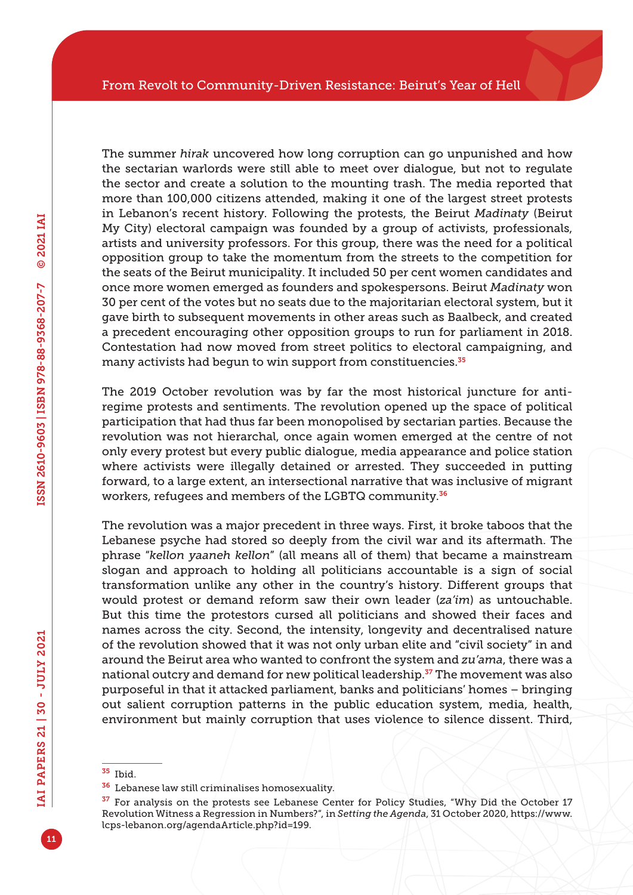The summer *hirak* uncovered how long corruption can go unpunished and how the sectarian warlords were still able to meet over dialogue, but not to regulate the sector and create a solution to the mounting trash. The media reported that more than 100,000 citizens attended, making it one of the largest street protests in Lebanon's recent history. Following the protests, the Beirut *Madinaty* (Beirut My City) electoral campaign was founded by a group of activists, professionals, artists and university professors. For this group, there was the need for a political opposition group to take the momentum from the streets to the competition for the seats of the Beirut municipality. It included 50 per cent women candidates and once more women emerged as founders and spokespersons. Beirut *Madinaty* won 30 per cent of the votes but no seats due to the majoritarian electoral system, but it gave birth to subsequent movements in other areas such as Baalbeck, and created a precedent encouraging other opposition groups to run for parliament in 2018. Contestation had now moved from street politics to electoral campaigning, and many activists had begun to win support from constituencies.[35]

The 2019 October revolution was by far the most historical juncture for anti-regime protests and sentiments. The revolution opened up the space of political participation that had thus far been monopolised by sectarian parties. Because the revolution was not hierarchal, once again women emerged at the centre of not only every protest but every public dialogue, media appearance and police station where activists were illegally detained or arrested. They succeeded in putting forward, to a large extent, an intersectional narrative that was inclusive of migrant workers, refugees and members of the LGBTQ community.[36]

The revolution was a major precedent in three ways. First, it broke taboos that the Lebanese psyche had stored so deeply from the civil war and its aftermath. The phrase "*kellon yaaneh kellon*" (all means all of them) that became a mainstream slogan and approach to holding all politicians accountable is a sign of social transformation unlike any other in the country's history. Different groups that would protest or demand reform saw their own leader (*za'im*) as untouchable. But this time the protestors cursed all politicians and showed their faces and names across the city. Second, the intensity, longevity and decentralised nature of the revolution showed that it was not only urban elite and "civil society" in and around the Beirut area who wanted to confront the system and *zu'ama*, there was a national outcry and demand for new political leadership.[37] The movement was also purposeful in that it attacked parliament, banks and politicians' homes – bringing out salient corruption patterns in the public education system, media, health, environment but mainly corruption that uses violence to silence dissent. Third,

---

[35] Ibid.

[36] Lebanese law still criminalises homosexuality.

[37] For analysis on the protests see Lebanese Center for Policy Studies, "Why Did the October 17 Revolution Witness a Regression in Numbers?", in *Setting the Agenda*, 31 October 2020, https://www.lcps-lebanon.org/agendaArticle.php?id=199.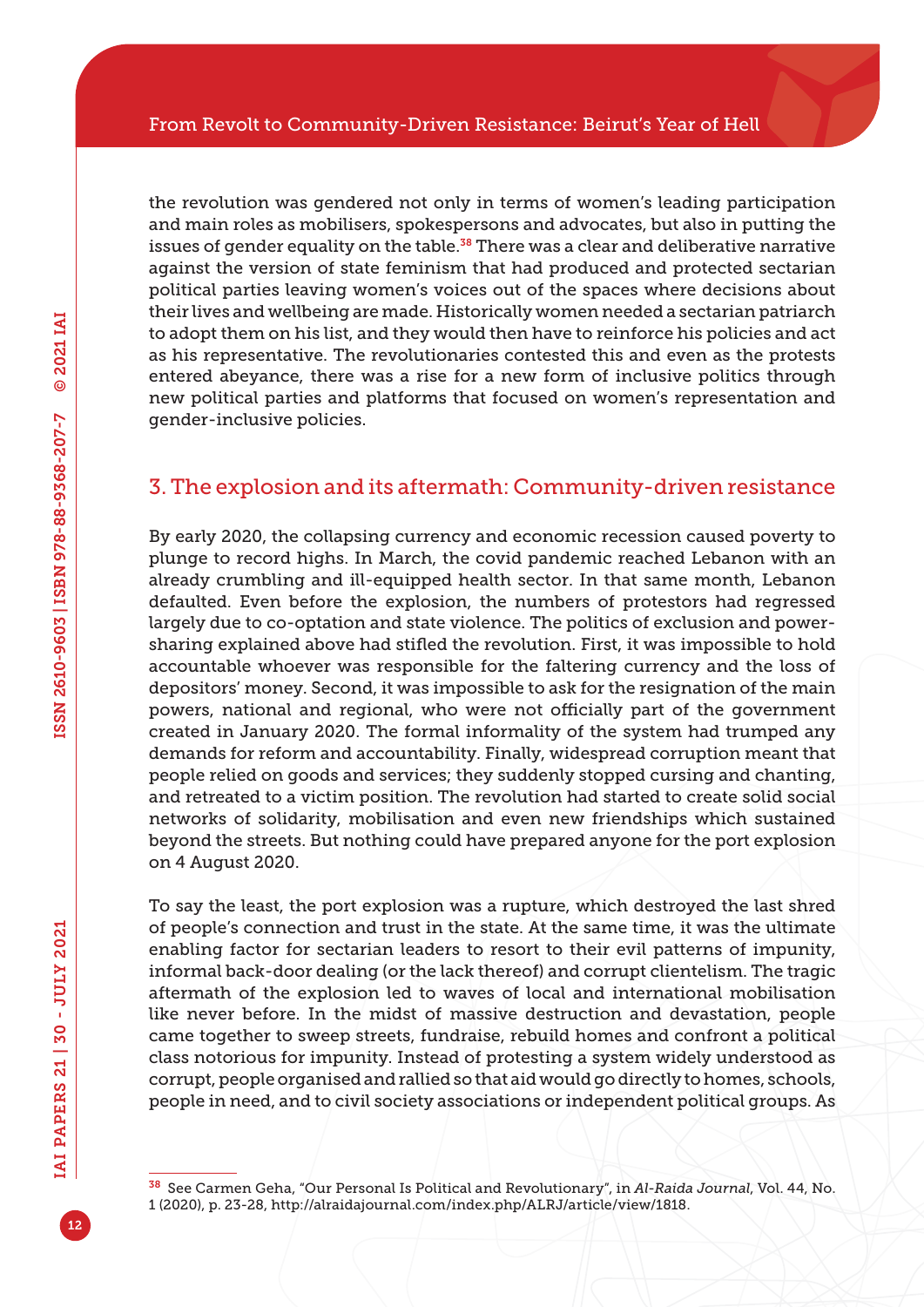the revolution was gendered not only in terms of women's leading participation and main roles as mobilisers, spokespersons and advocates, but also in putting the issues of gender equality on the table.[38] There was a clear and deliberative narrative against the version of state feminism that had produced and protected sectarian political parties leaving women's voices out of the spaces where decisions about their lives and wellbeing are made. Historically women needed a sectarian patriarch to adopt them on his list, and they would then have to reinforce his policies and act as his representative. The revolutionaries contested this and even as the protests entered abeyance, there was a rise for a new form of inclusive politics through new political parties and platforms that focused on women's representation and gender-inclusive policies.

## 3. The explosion and its aftermath: Community-driven resistance

By early 2020, the collapsing currency and economic recession caused poverty to plunge to record highs. In March, the covid pandemic reached Lebanon with an already crumbling and ill-equipped health sector. In that same month, Lebanon defaulted. Even before the explosion, the numbers of protestors had regressed largely due to co-optation and state violence. The politics of exclusion and power-sharing explained above had stifled the revolution. First, it was impossible to hold accountable whoever was responsible for the faltering currency and the loss of depositors' money. Second, it was impossible to ask for the resignation of the main powers, national and regional, who were not officially part of the government created in January 2020. The formal informality of the system had trumped any demands for reform and accountability. Finally, widespread corruption meant that people relied on goods and services; they suddenly stopped cursing and chanting, and retreated to a victim position. The revolution had started to create solid social networks of solidarity, mobilisation and even new friendships which sustained beyond the streets. But nothing could have prepared anyone for the port explosion on 4 August 2020.

To say the least, the port explosion was a rupture, which destroyed the last shred of people's connection and trust in the state. At the same time, it was the ultimate enabling factor for sectarian leaders to resort to their evil patterns of impunity, informal back-door dealing (or the lack thereof) and corrupt clientelism. The tragic aftermath of the explosion led to waves of local and international mobilisation like never before. In the midst of massive destruction and devastation, people came together to sweep streets, fundraise, rebuild homes and confront a political class notorious for impunity. Instead of protesting a system widely understood as corrupt, people organised and rallied so that aid would go directly to homes, schools, people in need, and to civil society associations or independent political groups. As

---

[38] See Carmen Geha, "Our Personal Is Political and Revolutionary", in *Al-Raida Journal*, Vol. 44, No. 1 (2020), p. 23-28, http://alraidajournal.com/index.php/ALRJ/article/view/1818.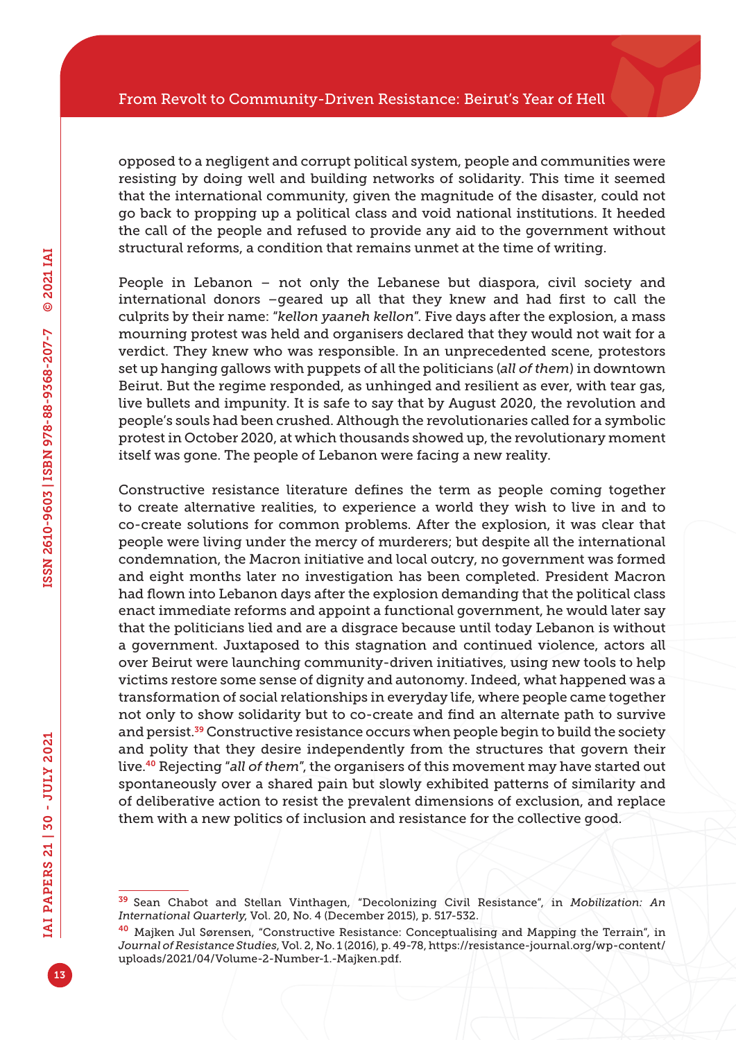opposed to a negligent and corrupt political system, people and communities were resisting by doing well and building networks of solidarity. This time it seemed that the international community, given the magnitude of the disaster, could not go back to propping up a political class and void national institutions. It heeded the call of the people and refused to provide any aid to the government without structural reforms, a condition that remains unmet at the time of writing.

People in Lebanon – not only the Lebanese but diaspora, civil society and international donors –geared up all that they knew and had first to call the culprits by their name: "*kellon yaaneh kellon*". Five days after the explosion, a mass mourning protest was held and organisers declared that they would not wait for a verdict. They knew who was responsible. In an unprecedented scene, protestors set up hanging gallows with puppets of all the politicians (*all of them*) in downtown Beirut. But the regime responded, as unhinged and resilient as ever, with tear gas, live bullets and impunity. It is safe to say that by August 2020, the revolution and people's souls had been crushed. Although the revolutionaries called for a symbolic protest in October 2020, at which thousands showed up, the revolutionary moment itself was gone. The people of Lebanon were facing a new reality.

Constructive resistance literature defines the term as people coming together to create alternative realities, to experience a world they wish to live in and to co-create solutions for common problems. After the explosion, it was clear that people were living under the mercy of murderers; but despite all the international condemnation, the Macron initiative and local outcry, no government was formed and eight months later no investigation has been completed. President Macron had flown into Lebanon days after the explosion demanding that the political class enact immediate reforms and appoint a functional government, he would later say that the politicians lied and are a disgrace because until today Lebanon is without a government. Juxtaposed to this stagnation and continued violence, actors all over Beirut were launching community-driven initiatives, using new tools to help victims restore some sense of dignity and autonomy. Indeed, what happened was a transformation of social relationships in everyday life, where people came together not only to show solidarity but to co-create and find an alternate path to survive and persist.[39] Constructive resistance occurs when people begin to build the society and polity that they desire independently from the structures that govern their live.[40] Rejecting "*all of them*", the organisers of this movement may have started out spontaneously over a shared pain but slowly exhibited patterns of similarity and of deliberative action to resist the prevalent dimensions of exclusion, and replace them with a new politics of inclusion and resistance for the collective good.

---

[39] Sean Chabot and Stellan Vinthagen, "Decolonizing Civil Resistance", in *Mobilization: An International Quarterly*, Vol. 20, No. 4 (December 2015), p. 517-532.

[40] Majken Jul Sørensen, "Constructive Resistance: Conceptualising and Mapping the Terrain", in *Journal of Resistance Studies*, Vol. 2, No. 1 (2016), p. 49-78, https://resistance-journal.org/wp-content/uploads/2021/04/Volume-2-Number-1.-Majken.pdf.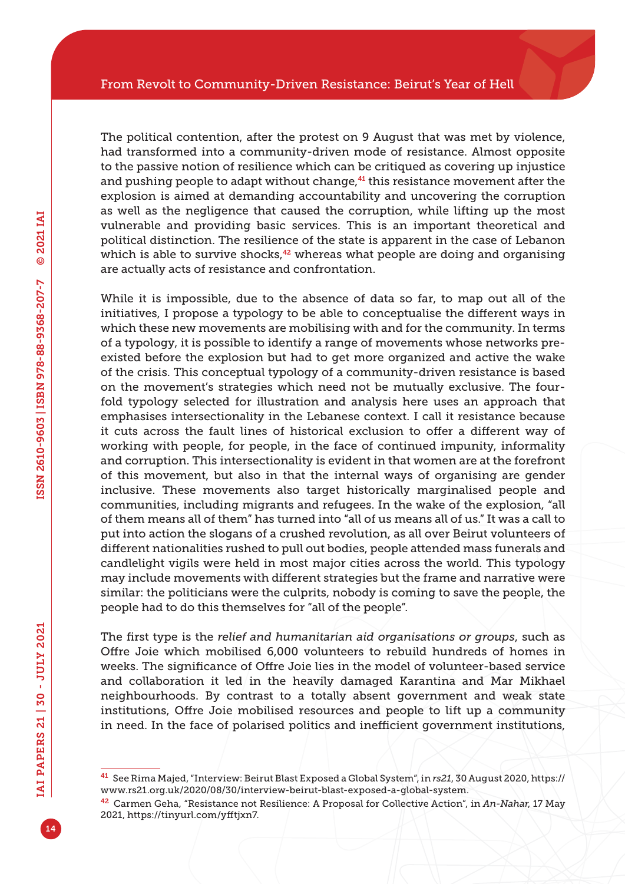The political contention, after the protest on 9 August that was met by violence, had transformed into a community-driven mode of resistance. Almost opposite to the passive notion of resilience which can be critiqued as covering up injustice and pushing people to adapt without change,[41] this resistance movement after the explosion is aimed at demanding accountability and uncovering the corruption as well as the negligence that caused the corruption, while lifting up the most vulnerable and providing basic services. This is an important theoretical and political distinction. The resilience of the state is apparent in the case of Lebanon which is able to survive shocks,[42] whereas what people are doing and organising are actually acts of resistance and confrontation.

While it is impossible, due to the absence of data so far, to map out all of the initiatives, I propose a typology to be able to conceptualise the different ways in which these new movements are mobilising with and for the community. In terms of a typology, it is possible to identify a range of movements whose networks pre-existed before the explosion but had to get more organized and active the wake of the crisis. This conceptual typology of a community-driven resistance is based on the movement's strategies which need not be mutually exclusive. The four-fold typology selected for illustration and analysis here uses an approach that emphasises intersectionality in the Lebanese context. I call it resistance because it cuts across the fault lines of historical exclusion to offer a different way of working with people, for people, in the face of continued impunity, informality and corruption. This intersectionality is evident in that women are at the forefront of this movement, but also in that the internal ways of organising are gender inclusive. These movements also target historically marginalised people and communities, including migrants and refugees. In the wake of the explosion, "all of them means all of them" has turned into "all of us means all of us." It was a call to put into action the slogans of a crushed revolution, as all over Beirut volunteers of different nationalities rushed to pull out bodies, people attended mass funerals and candlelight vigils were held in most major cities across the world. This typology may include movements with different strategies but the frame and narrative were similar: the politicians were the culprits, nobody is coming to save the people, the people had to do this themselves for "all of the people".

The first type is the *relief and humanitarian aid organisations or groups*, such as Offre Joie which mobilised 6,000 volunteers to rebuild hundreds of homes in weeks. The significance of Offre Joie lies in the model of volunteer-based service and collaboration it led in the heavily damaged Karantina and Mar Mikhael neighbourhoods. By contrast to a totally absent government and weak state institutions, Offre Joie mobilised resources and people to lift up a community in need. In the face of polarised politics and inefficient government institutions,

---

[41] See Rima Majed, "Interview: Beirut Blast Exposed a Global System", in *rs21*, 30 August 2020, https://www.rs21.org.uk/2020/08/30/interview-beirut-blast-exposed-a-global-system.

[42] Carmen Geha, "Resistance not Resilience: A Proposal for Collective Action", in *An-Nahar*, 17 May 2021, https://tinyurl.com/yfftjxn7.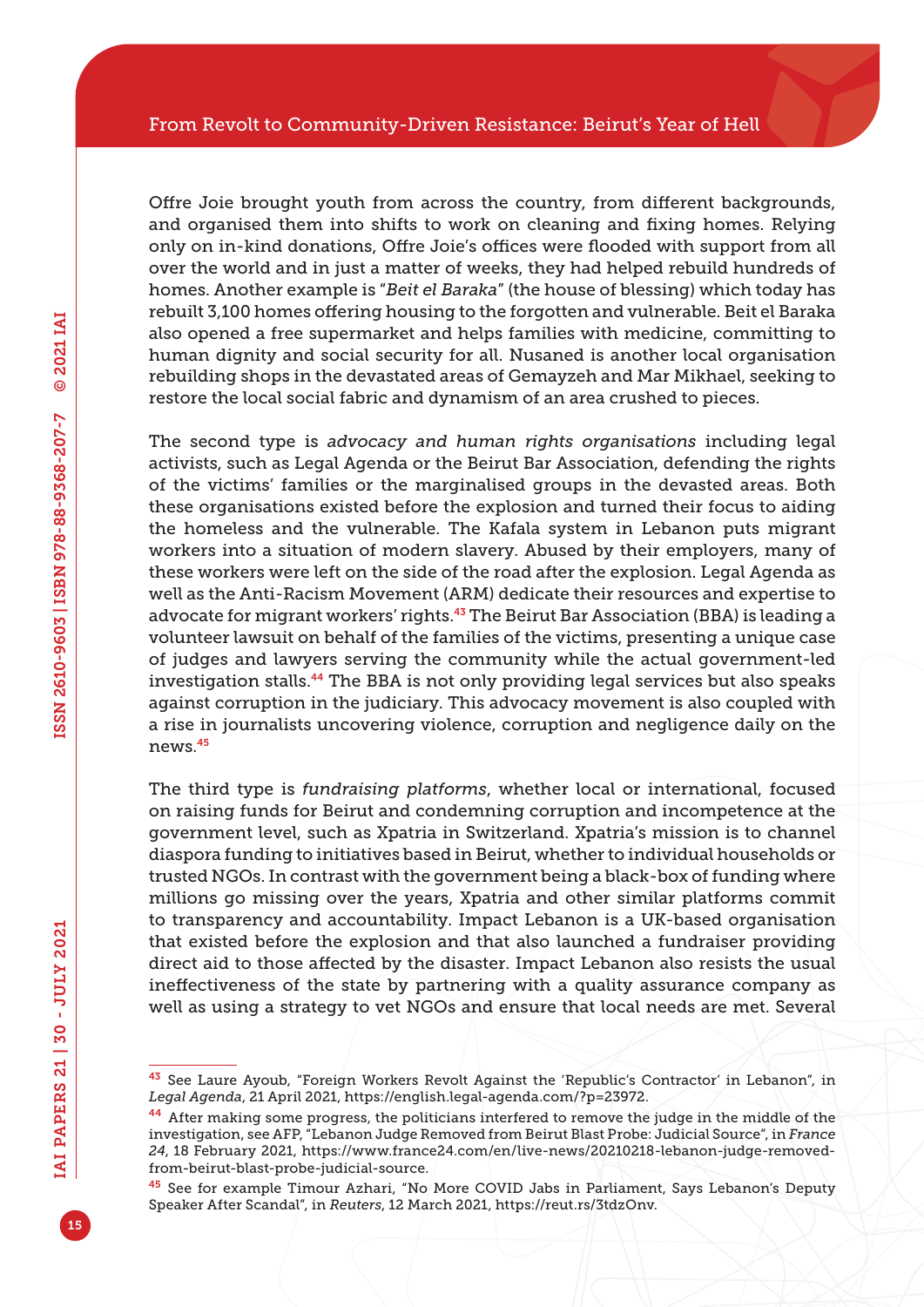Offre Joie brought youth from across the country, from different backgrounds, and organised them into shifts to work on cleaning and fixing homes. Relying only on in-kind donations, Offre Joie's offices were flooded with support from all over the world and in just a matter of weeks, they had helped rebuild hundreds of homes. Another example is "*Beit el Baraka*" (the house of blessing) which today has rebuilt 3,100 homes offering housing to the forgotten and vulnerable. Beit el Baraka also opened a free supermarket and helps families with medicine, committing to human dignity and social security for all. Nusaned is another local organisation rebuilding shops in the devastated areas of Gemayzeh and Mar Mikhael, seeking to restore the local social fabric and dynamism of an area crushed to pieces.

The second type is *advocacy and human rights organisations* including legal activists, such as Legal Agenda or the Beirut Bar Association, defending the rights of the victims' families or the marginalised groups in the devasted areas. Both these organisations existed before the explosion and turned their focus to aiding the homeless and the vulnerable. The Kafala system in Lebanon puts migrant workers into a situation of modern slavery. Abused by their employers, many of these workers were left on the side of the road after the explosion. Legal Agenda as well as the Anti-Racism Movement (ARM) dedicate their resources and expertise to advocate for migrant workers' rights.[43] The Beirut Bar Association (BBA) is leading a volunteer lawsuit on behalf of the families of the victims, presenting a unique case of judges and lawyers serving the community while the actual government-led investigation stalls.[44] The BBA is not only providing legal services but also speaks against corruption in the judiciary. This advocacy movement is also coupled with a rise in journalists uncovering violence, corruption and negligence daily on the news.[45]

The third type is *fundraising platforms*, whether local or international, focused on raising funds for Beirut and condemning corruption and incompetence at the government level, such as Xpatria in Switzerland. Xpatria's mission is to channel diaspora funding to initiatives based in Beirut, whether to individual households or trusted NGOs. In contrast with the government being a black-box of funding where millions go missing over the years, Xpatria and other similar platforms commit to transparency and accountability. Impact Lebanon is a UK-based organisation that existed before the explosion and that also launched a fundraiser providing direct aid to those affected by the disaster. Impact Lebanon also resists the usual ineffectiveness of the state by partnering with a quality assurance company as well as using a strategy to vet NGOs and ensure that local needs are met. Several

---

[43] See Laure Ayoub, "Foreign Workers Revolt Against the 'Republic's Contractor' in Lebanon", in *Legal Agenda*, 21 April 2021, https://english.legal-agenda.com/?p=23972.

[44] After making some progress, the politicians interfered to remove the judge in the middle of the investigation, see AFP, "Lebanon Judge Removed from Beirut Blast Probe: Judicial Source", in *France 24*, 18 February 2021, https://www.france24.com/en/live-news/20210218-lebanon-judge-removed-from-beirut-blast-probe-judicial-source.

[45] See for example Timour Azhari, "No More COVID Jabs in Parliament, Says Lebanon's Deputy Speaker After Scandal", in *Reuters*, 12 March 2021, https://reut.rs/3tdzOnv.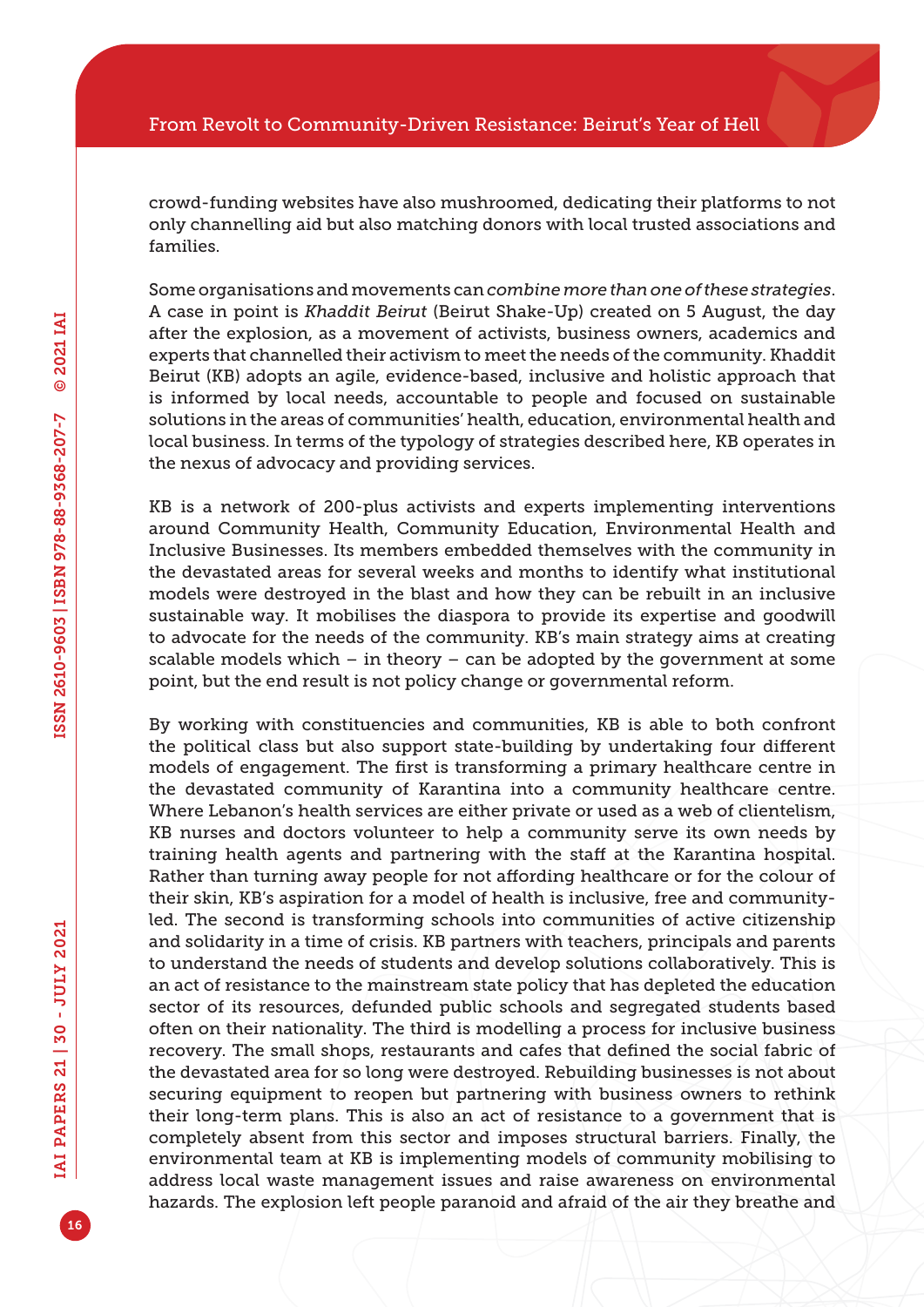crowd-funding websites have also mushroomed, dedicating their platforms to not only channelling aid but also matching donors with local trusted associations and families.

Some organisations and movements can *combine more than one of these strategies*. A case in point is *Khaddit Beirut* (Beirut Shake-Up) created on 5 August, the day after the explosion, as a movement of activists, business owners, academics and experts that channelled their activism to meet the needs of the community. Khaddit Beirut (KB) adopts an agile, evidence-based, inclusive and holistic approach that is informed by local needs, accountable to people and focused on sustainable solutions in the areas of communities' health, education, environmental health and local business. In terms of the typology of strategies described here, KB operates in the nexus of advocacy and providing services.

KB is a network of 200-plus activists and experts implementing interventions around Community Health, Community Education, Environmental Health and Inclusive Businesses. Its members embedded themselves with the community in the devastated areas for several weeks and months to identify what institutional models were destroyed in the blast and how they can be rebuilt in an inclusive sustainable way. It mobilises the diaspora to provide its expertise and goodwill to advocate for the needs of the community. KB's main strategy aims at creating scalable models which – in theory – can be adopted by the government at some point, but the end result is not policy change or governmental reform.

By working with constituencies and communities, KB is able to both confront the political class but also support state-building by undertaking four different models of engagement. The first is transforming a primary healthcare centre in the devastated community of Karantina into a community healthcare centre. Where Lebanon's health services are either private or used as a web of clientelism, KB nurses and doctors volunteer to help a community serve its own needs by training health agents and partnering with the staff at the Karantina hospital. Rather than turning away people for not affording healthcare or for the colour of their skin, KB's aspiration for a model of health is inclusive, free and community-led. The second is transforming schools into communities of active citizenship and solidarity in a time of crisis. KB partners with teachers, principals and parents to understand the needs of students and develop solutions collaboratively. This is an act of resistance to the mainstream state policy that has depleted the education sector of its resources, defunded public schools and segregated students based often on their nationality. The third is modelling a process for inclusive business recovery. The small shops, restaurants and cafes that defined the social fabric of the devastated area for so long were destroyed. Rebuilding businesses is not about securing equipment to reopen but partnering with business owners to rethink their long-term plans. This is also an act of resistance to a government that is completely absent from this sector and imposes structural barriers. Finally, the environmental team at KB is implementing models of community mobilising to address local waste management issues and raise awareness on environmental hazards. The explosion left people paranoid and afraid of the air they breathe and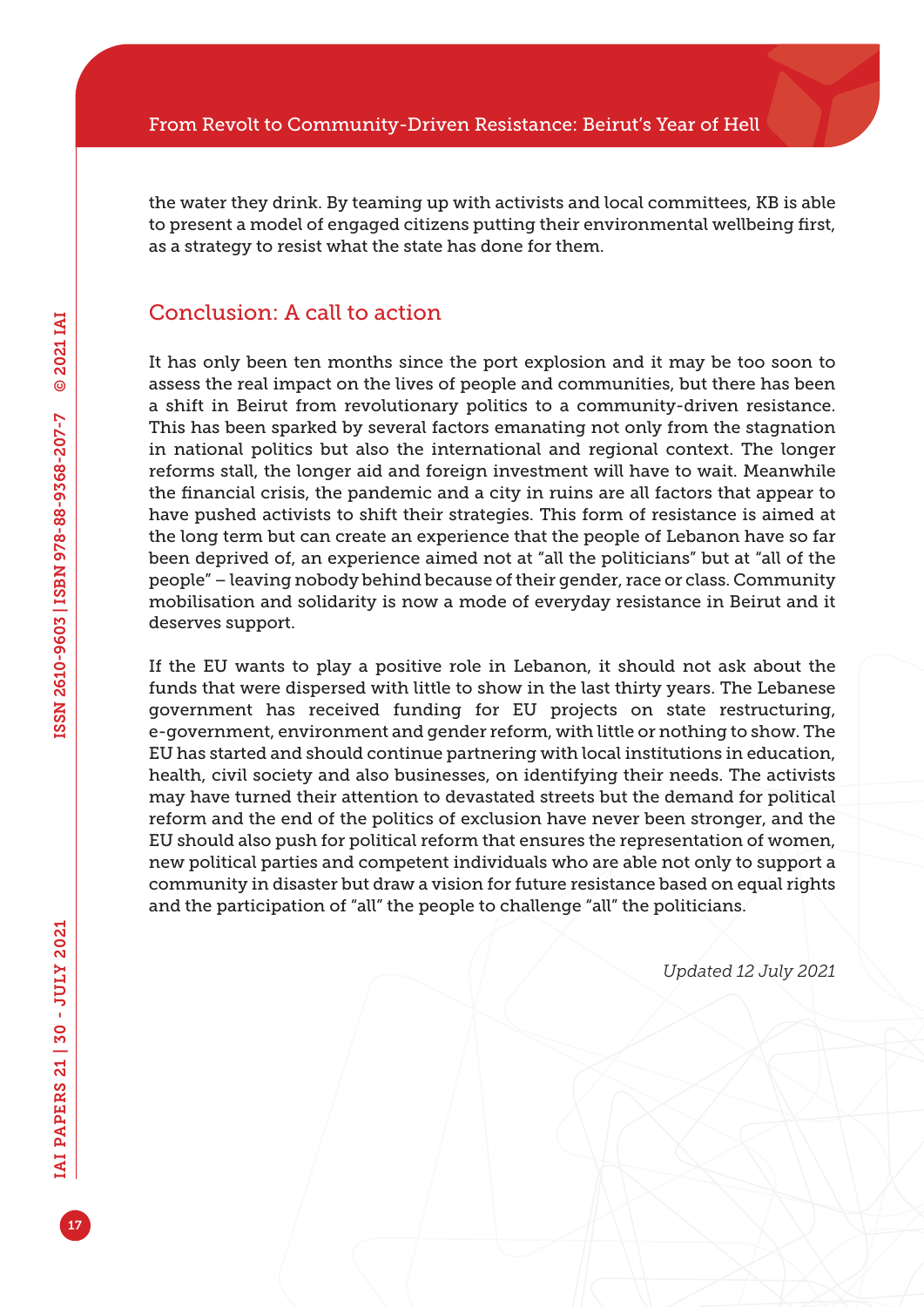the water they drink. By teaming up with activists and local committees, KB is able to present a model of engaged citizens putting their environmental wellbeing first, as a strategy to resist what the state has done for them.

## Conclusion: A call to action

It has only been ten months since the port explosion and it may be too soon to assess the real impact on the lives of people and communities, but there has been a shift in Beirut from revolutionary politics to a community-driven resistance. This has been sparked by several factors emanating not only from the stagnation in national politics but also the international and regional context. The longer reforms stall, the longer aid and foreign investment will have to wait. Meanwhile the financial crisis, the pandemic and a city in ruins are all factors that appear to have pushed activists to shift their strategies. This form of resistance is aimed at the long term but can create an experience that the people of Lebanon have so far been deprived of, an experience aimed not at "all the politicians" but at "all of the people" – leaving nobody behind because of their gender, race or class. Community mobilisation and solidarity is now a mode of everyday resistance in Beirut and it deserves support.

If the EU wants to play a positive role in Lebanon, it should not ask about the funds that were dispersed with little to show in the last thirty years. The Lebanese government has received funding for EU projects on state restructuring, e-government, environment and gender reform, with little or nothing to show. The EU has started and should continue partnering with local institutions in education, health, civil society and also businesses, on identifying their needs. The activists may have turned their attention to devastated streets but the demand for political reform and the end of the politics of exclusion have never been stronger, and the EU should also push for political reform that ensures the representation of women, new political parties and competent individuals who are able not only to support a community in disaster but draw a vision for future resistance based on equal rights and the participation of "all" the people to challenge "all" the politicians.

*Updated 12 July 2021*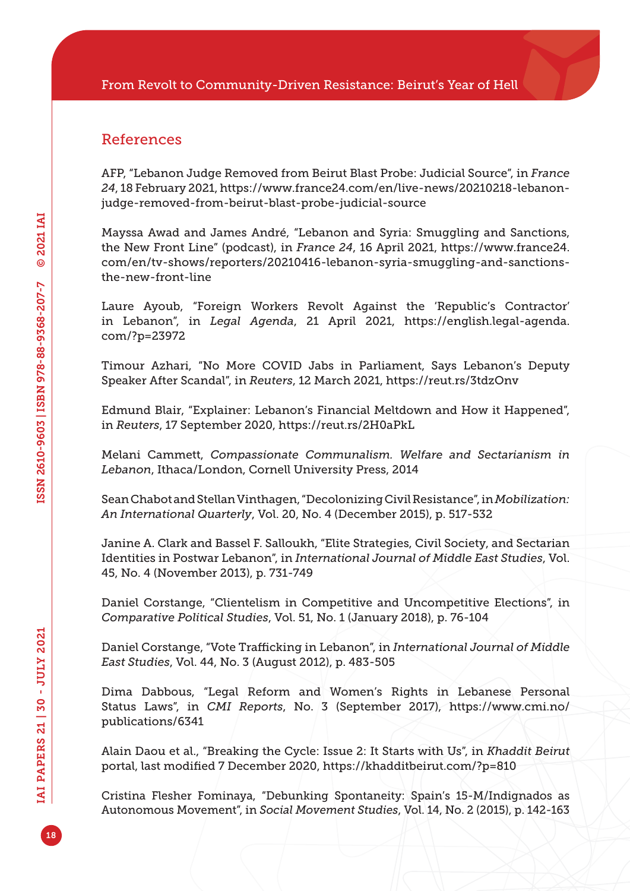## References

AFP, "Lebanon Judge Removed from Beirut Blast Probe: Judicial Source", in *France 24*, 18 February 2021, https://www.france24.com/en/live-news/20210218-lebanon-judge-removed-from-beirut-blast-probe-judicial-source

Mayssa Awad and James André, "Lebanon and Syria: Smuggling and Sanctions, the New Front Line" (podcast), in *France 24*, 16 April 2021, https://www.france24.com/en/tv-shows/reporters/20210416-lebanon-syria-smuggling-and-sanctions-the-new-front-line

Laure Ayoub, "Foreign Workers Revolt Against the 'Republic's Contractor' in Lebanon", in *Legal Agenda*, 21 April 2021, https://english.legal-agenda.com/?p=23972

Timour Azhari, "No More COVID Jabs in Parliament, Says Lebanon's Deputy Speaker After Scandal", in *Reuters*, 12 March 2021, https://reut.rs/3tdzOnv

Edmund Blair, "Explainer: Lebanon's Financial Meltdown and How it Happened", in *Reuters*, 17 September 2020, https://reut.rs/2H0aPkL

Melani Cammett, *Compassionate Communalism. Welfare and Sectarianism in Lebanon*, Ithaca/London, Cornell University Press, 2014

Sean Chabot and Stellan Vinthagen, "Decolonizing Civil Resistance", in *Mobilization: An International Quarterly*, Vol. 20, No. 4 (December 2015), p. 517-532

Janine A. Clark and Bassel F. Salloukh, "Elite Strategies, Civil Society, and Sectarian Identities in Postwar Lebanon", in *International Journal of Middle East Studies*, Vol. 45, No. 4 (November 2013), p. 731-749

Daniel Corstange, "Clientelism in Competitive and Uncompetitive Elections", in *Comparative Political Studies*, Vol. 51, No. 1 (January 2018), p. 76-104

Daniel Corstange, "Vote Trafficking in Lebanon", in *International Journal of Middle East Studies*, Vol. 44, No. 3 (August 2012), p. 483-505

Dima Dabbous, "Legal Reform and Women's Rights in Lebanese Personal Status Laws", in *CMI Reports*, No. 3 (September 2017), https://www.cmi.no/publications/6341

Alain Daou et al., "Breaking the Cycle: Issue 2: It Starts with Us", in *Khaddit Beirut* portal, last modified 7 December 2020, https://khadditbeirut.com/?p=810

Cristina Flesher Fominaya, "Debunking Spontaneity: Spain's 15-M/Indignados as Autonomous Movement", in *Social Movement Studies*, Vol. 14, No. 2 (2015), p. 142-163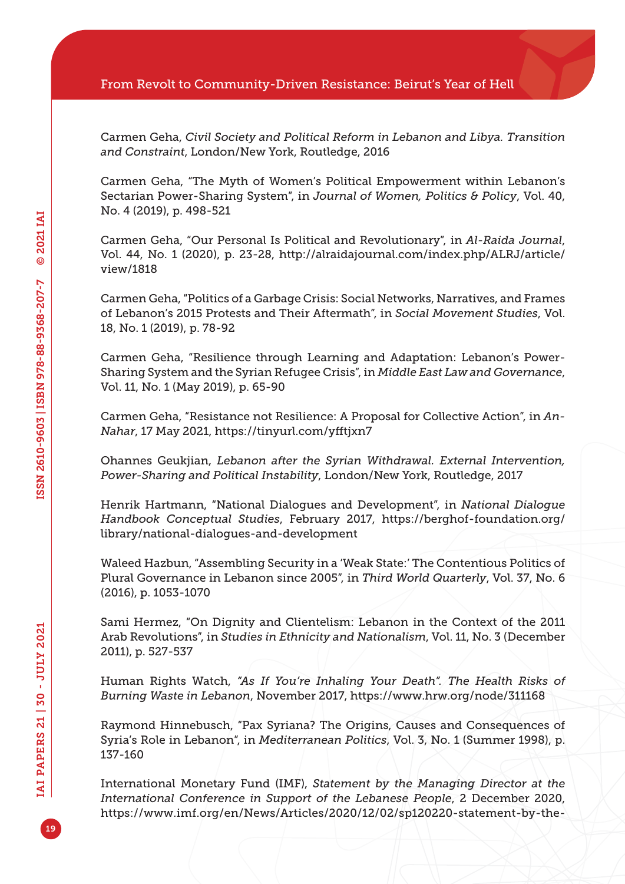Carmen Geha, *Civil Society and Political Reform in Lebanon and Libya. Transition and Constraint*, London/New York, Routledge, 2016

Carmen Geha, "The Myth of Women's Political Empowerment within Lebanon's Sectarian Power-Sharing System", in *Journal of Women, Politics & Policy*, Vol. 40, No. 4 (2019), p. 498-521

Carmen Geha, "Our Personal Is Political and Revolutionary", in *Al-Raida Journal*, Vol. 44, No. 1 (2020), p. 23-28, http://alraidajournal.com/index.php/ALRJ/article/view/1818

Carmen Geha, "Politics of a Garbage Crisis: Social Networks, Narratives, and Frames of Lebanon's 2015 Protests and Their Aftermath", in *Social Movement Studies*, Vol. 18, No. 1 (2019), p. 78-92

Carmen Geha, "Resilience through Learning and Adaptation: Lebanon's Power-Sharing System and the Syrian Refugee Crisis", in *Middle East Law and Governance*, Vol. 11, No. 1 (May 2019), p. 65-90

Carmen Geha, "Resistance not Resilience: A Proposal for Collective Action", in *An-Nahar*, 17 May 2021, https://tinyurl.com/yfftjxn7

Ohannes Geukjian, *Lebanon after the Syrian Withdrawal. External Intervention, Power-Sharing and Political Instability*, London/New York, Routledge, 2017

Henrik Hartmann, "National Dialogues and Development", in *National Dialogue Handbook Conceptual Studies*, February 2017, https://berghof-foundation.org/library/national-dialogues-and-development

Waleed Hazbun, "Assembling Security in a 'Weak State:' The Contentious Politics of Plural Governance in Lebanon since 2005", in *Third World Quarterly*, Vol. 37, No. 6 (2016), p. 1053-1070

Sami Hermez, "On Dignity and Clientelism: Lebanon in the Context of the 2011 Arab Revolutions", in *Studies in Ethnicity and Nationalism*, Vol. 11, No. 3 (December 2011), p. 527-537

Human Rights Watch, *"As If You're Inhaling Your Death". The Health Risks of Burning Waste in Lebanon*, November 2017, https://www.hrw.org/node/311168

Raymond Hinnebusch, "Pax Syriana? The Origins, Causes and Consequences of Syria's Role in Lebanon", in *Mediterranean Politics*, Vol. 3, No. 1 (Summer 1998), p. 137-160

International Monetary Fund (IMF), *Statement by the Managing Director at the International Conference in Support of the Lebanese People*, 2 December 2020, https://www.imf.org/en/News/Articles/2020/12/02/sp120220-statement-by-the-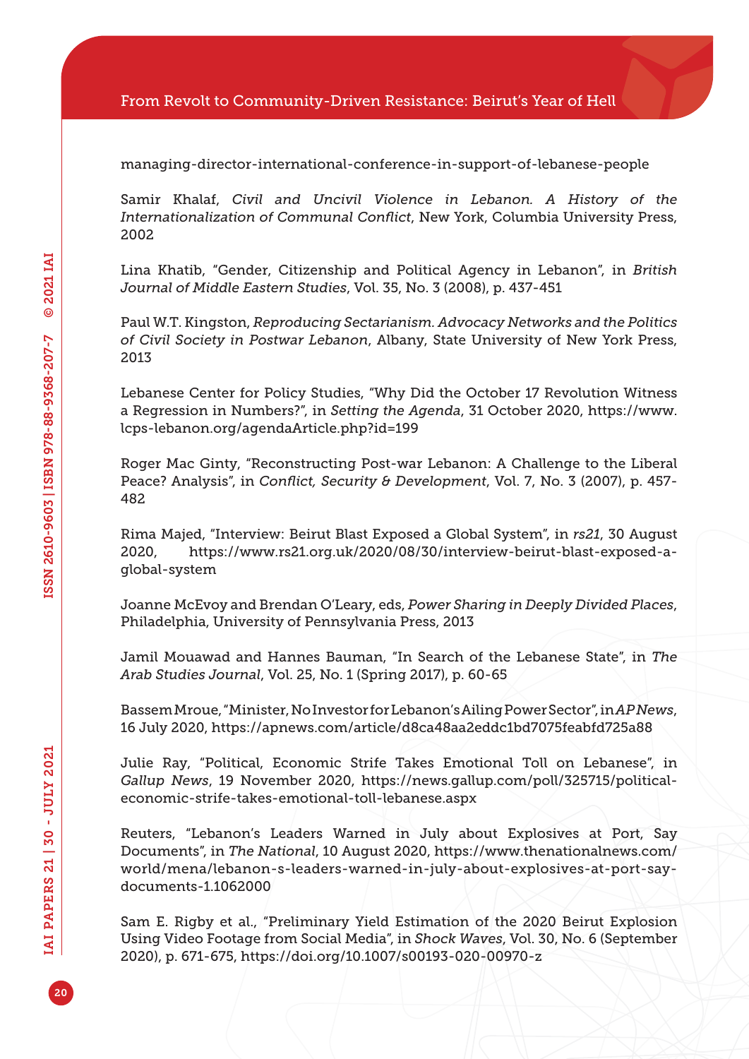managing-director-international-conference-in-support-of-lebanese-people

Samir Khalaf, *Civil and Uncivil Violence in Lebanon. A History of the Internationalization of Communal Conflict*, New York, Columbia University Press, 2002

Lina Khatib, "Gender, Citizenship and Political Agency in Lebanon", in *British Journal of Middle Eastern Studies*, Vol. 35, No. 3 (2008), p. 437-451

Paul W.T. Kingston, *Reproducing Sectarianism. Advocacy Networks and the Politics of Civil Society in Postwar Lebanon*, Albany, State University of New York Press, 2013

Lebanese Center for Policy Studies, "Why Did the October 17 Revolution Witness a Regression in Numbers?", in *Setting the Agenda*, 31 October 2020, https://www.lcps-lebanon.org/agendaArticle.php?id=199

Roger Mac Ginty, "Reconstructing Post-war Lebanon: A Challenge to the Liberal Peace? Analysis", in *Conflict, Security & Development*, Vol. 7, No. 3 (2007), p. 457-482

Rima Majed, "Interview: Beirut Blast Exposed a Global System", in *rs21*, 30 August 2020, https://www.rs21.org.uk/2020/08/30/interview-beirut-blast-exposed-a-global-system

Joanne McEvoy and Brendan O'Leary, eds, *Power Sharing in Deeply Divided Places*, Philadelphia, University of Pennsylvania Press, 2013

Jamil Mouawad and Hannes Bauman, "In Search of the Lebanese State", in *The Arab Studies Journal*, Vol. 25, No. 1 (Spring 2017), p. 60-65

Bassem Mroue, "Minister, No Investor for Lebanon's Ailing Power Sector", in *AP News*, 16 July 2020, https://apnews.com/article/d8ca48aa2eddc1bd7075feabfd725a88

Julie Ray, "Political, Economic Strife Takes Emotional Toll on Lebanese", in *Gallup News*, 19 November 2020, https://news.gallup.com/poll/325715/political-economic-strife-takes-emotional-toll-lebanese.aspx

Reuters, "Lebanon's Leaders Warned in July about Explosives at Port, Say Documents", in *The National*, 10 August 2020, https://www.thenationalnews.com/world/mena/lebanon-s-leaders-warned-in-july-about-explosives-at-port-say-documents-1.1062000

Sam E. Rigby et al., "Preliminary Yield Estimation of the 2020 Beirut Explosion Using Video Footage from Social Media", in *Shock Waves*, Vol. 30, No. 6 (September 2020), p. 671-675, https://doi.org/10.1007/s00193-020-00970-z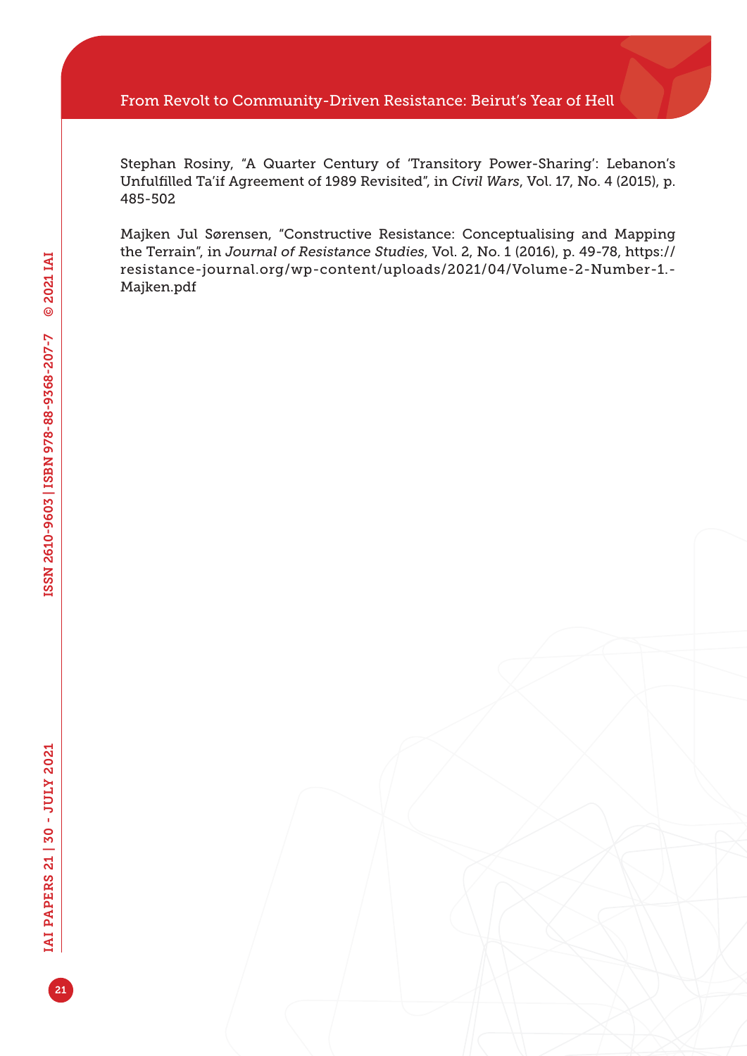Stephan Rosiny, "A Quarter Century of 'Transitory Power-Sharing': Lebanon's Unfulfilled Ta'if Agreement of 1989 Revisited", in *Civil Wars*, Vol. 17, No. 4 (2015), p. 485-502

Majken Jul Sørensen, "Constructive Resistance: Conceptualising and Mapping the Terrain", in *Journal of Resistance Studies*, Vol. 2, No. 1 (2016), p. 49-78, https://resistance-journal.org/wp-content/uploads/2021/04/Volume-2-Number-1.-Majken.pdf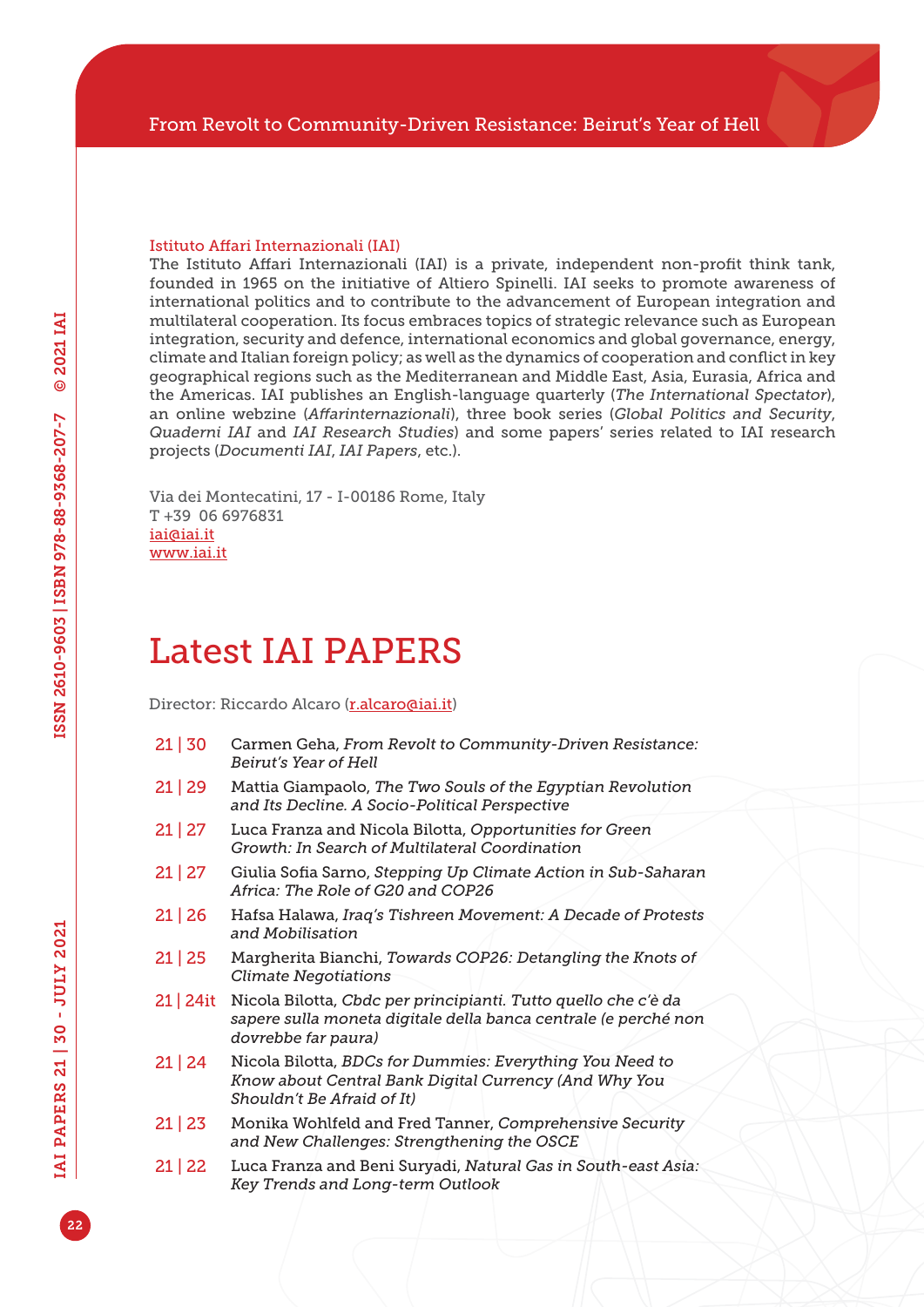Istituto Affari Internazionali (IAI)

The Istituto Affari Internazionali (IAI) is a private, independent non-profit think tank, founded in 1965 on the initiative of Altiero Spinelli. IAI seeks to promote awareness of international politics and to contribute to the advancement of European integration and multilateral cooperation. Its focus embraces topics of strategic relevance such as European integration, security and defence, international economics and global governance, energy, climate and Italian foreign policy; as well as the dynamics of cooperation and conflict in key geographical regions such as the Mediterranean and Middle East, Asia, Eurasia, Africa and the Americas. IAI publishes an English-language quarterly (*The International Spectator*), an online webzine (*Affarinternazionali*), three book series (*Global Politics and Security*, *Quaderni IAI* and *IAI Research Studies*) and some papers' series related to IAI research projects (*Documenti IAI*, *IAI Papers*, etc.).

Via dei Montecatini, 17 - I-00186 Rome, Italy
T +39 06 6976831
iai@iai.it
www.iai.it

# Latest IAI PAPERS

Director: Riccardo Alcaro (r.alcaro@iai.it)

- 21 | 30 Carmen Geha, *From Revolt to Community-Driven Resistance: Beirut's Year of Hell*
- 21 | 29 Mattia Giampaolo, *The Two Souls of the Egyptian Revolution and Its Decline. A Socio-Political Perspective*
- 21 | 27 Luca Franza and Nicola Bilotta, *Opportunities for Green Growth: In Search of Multilateral Coordination*
- 21 | 27 Giulia Sofia Sarno, *Stepping Up Climate Action in Sub-Saharan Africa: The Role of G20 and COP26*
- 21 | 26 Hafsa Halawa, *Iraq's Tishreen Movement: A Decade of Protests and Mobilisation*
- 21 | 25 Margherita Bianchi, *Towards COP26: Detangling the Knots of Climate Negotiations*
- 21 | 24it Nicola Bilotta, *Cbdc per principianti. Tutto quello che c'è da sapere sulla moneta digitale della banca centrale (e perché non dovrebbe far paura)*
- 21 | 24 Nicola Bilotta, *BDCs for Dummies: Everything You Need to Know about Central Bank Digital Currency (And Why You Shouldn't Be Afraid of It)*
- 21 | 23 Monika Wohlfeld and Fred Tanner, *Comprehensive Security and New Challenges: Strengthening the OSCE*
- 21 | 22 Luca Franza and Beni Suryadi, *Natural Gas in South-east Asia: Key Trends and Long-term Outlook*